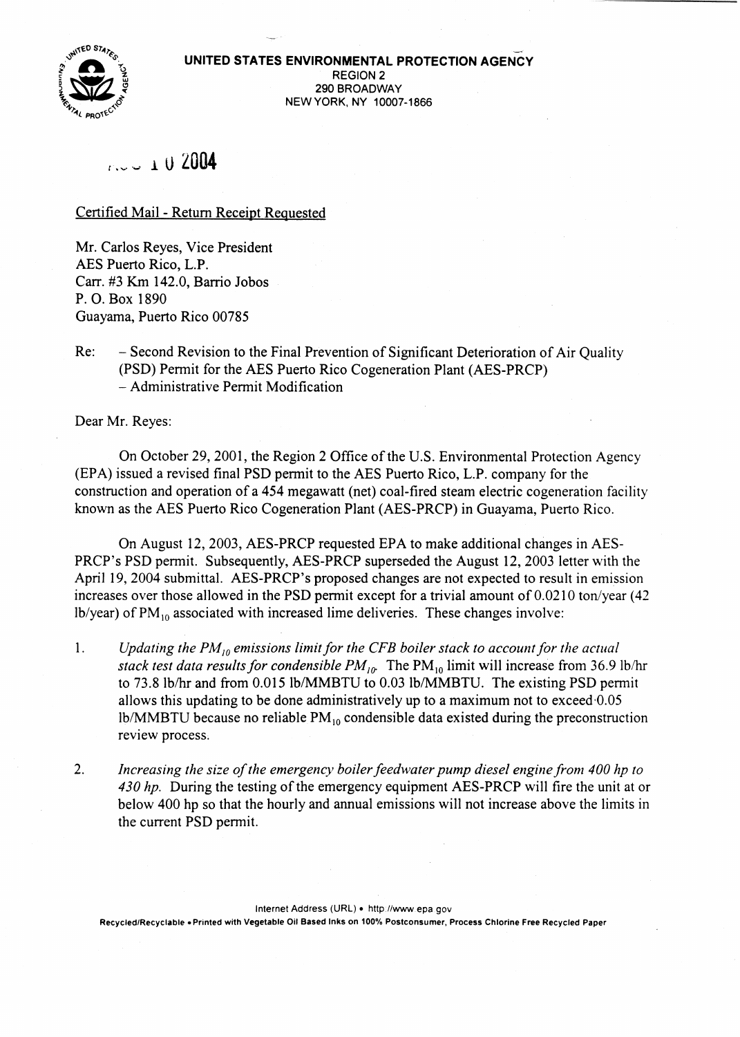**UNITED STATES ENVIRONMENTAL PROTECTION AGENCY**
REGION 2
290 BROADWAY
NEW YORK, NY 10007-1866

... 1 0 2004

Certified Mail - Return Receipt Requested

Mr. Carlos Reyes, Vice President
AES Puerto Rico, L.P.
Carr. #3 Km 142.0, Barrio Jobos
P. O. Box 1890
Guayama, Puerto Rico 00785

Re: – Second Revision to the Final Prevention of Significant Deterioration of Air Quality (PSD) Permit for the AES Puerto Rico Cogeneration Plant (AES-PRCP)
– Administrative Permit Modification

Dear Mr. Reyes:

On October 29, 2001, the Region 2 Office of the U.S. Environmental Protection Agency (EPA) issued a revised final PSD permit to the AES Puerto Rico, L.P. company for the construction and operation of a 454 megawatt (net) coal-fired steam electric cogeneration facility known as the AES Puerto Rico Cogeneration Plant (AES-PRCP) in Guayama, Puerto Rico.

On August 12, 2003, AES-PRCP requested EPA to make additional changes in AES-PRCP's PSD permit. Subsequently, AES-PRCP superseded the August 12, 2003 letter with the April 19, 2004 submittal. AES-PRCP's proposed changes are not expected to result in emission increases over those allowed in the PSD permit except for a trivial amount of 0.0210 ton/year (42 lb/year) of $PM_{10}$ associated with increased lime deliveries. These changes involve:

1. *Updating the $PM_{10}$ emissions limit for the CFB boiler stack to account for the actual stack test data results for condensible $PM_{10}$.* The $PM_{10}$ limit will increase from 36.9 lb/hr to 73.8 lb/hr and from 0.015 lb/MMBTU to 0.03 lb/MMBTU. The existing PSD permit allows this updating to be done administratively up to a maximum not to exceed 0.05 lb/MMBTU because no reliable $PM_{10}$ condensible data existed during the preconstruction review process.

2. *Increasing the size of the emergency boiler feedwater pump diesel engine from 400 hp to 430 hp.* During the testing of the emergency equipment AES-PRCP will fire the unit at or below 400 hp so that the hourly and annual emissions will not increase above the limits in the current PSD permit.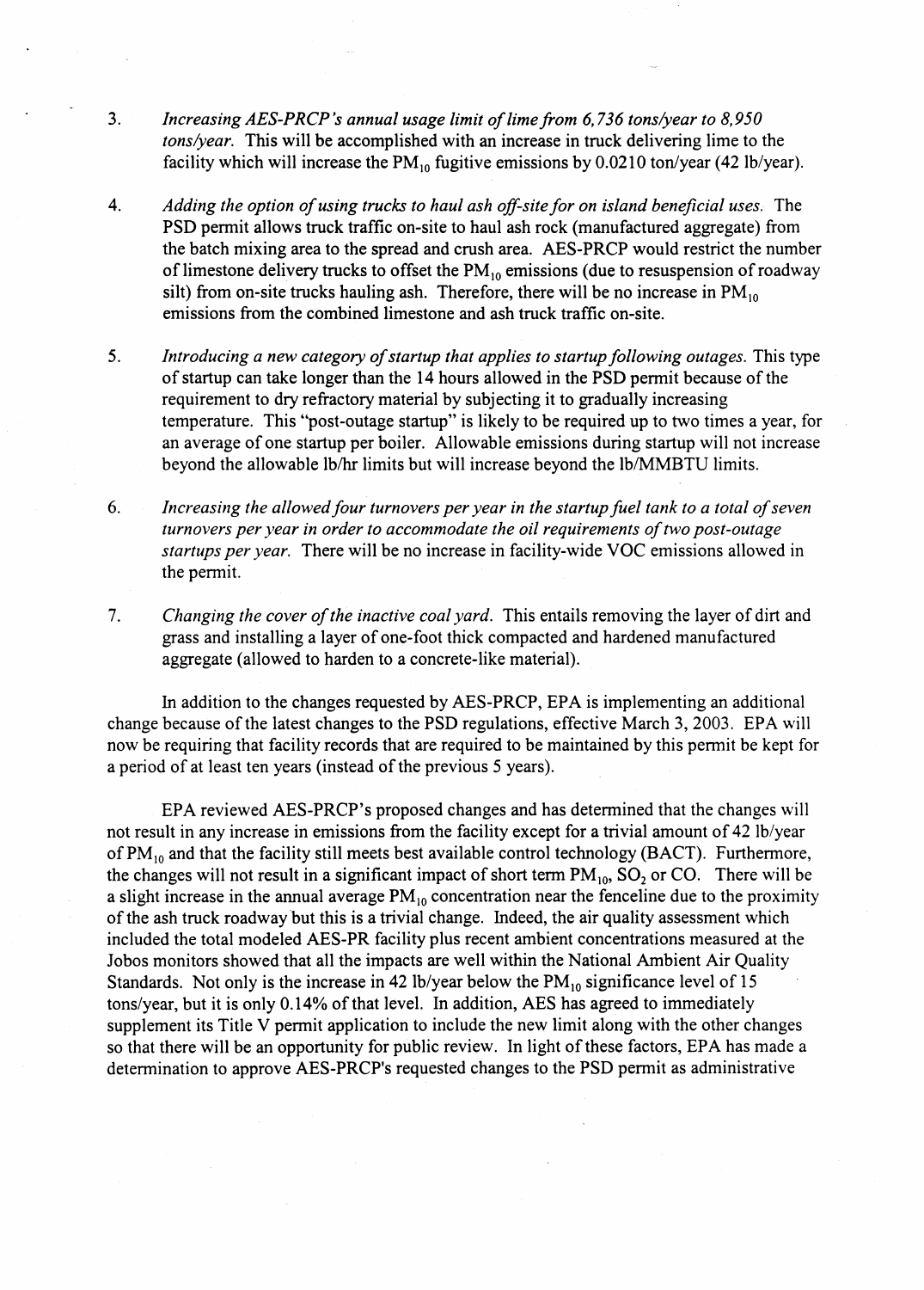3. *Increasing AES-PRCP's annual usage limit of lime from 6,736 tons/year to 8,950 tons/year.* This will be accomplished with an increase in truck delivering lime to the facility which will increase the $PM_{10}$ fugitive emissions by 0.0210 ton/year (42 lb/year).

4. *Adding the option of using trucks to haul ash off-site for on island beneficial uses.* The PSD permit allows truck traffic on-site to haul ash rock (manufactured aggregate) from the batch mixing area to the spread and crush area. AES-PRCP would restrict the number of limestone delivery trucks to offset the $PM_{10}$ emissions (due to resuspension of roadway silt) from on-site trucks hauling ash. Therefore, there will be no increase in $PM_{10}$ emissions from the combined limestone and ash truck traffic on-site.

5. *Introducing a new category of startup that applies to startup following outages.* This type of startup can take longer than the 14 hours allowed in the PSD permit because of the requirement to dry refractory material by subjecting it to gradually increasing temperature. This "post-outage startup" is likely to be required up to two times a year, for an average of one startup per boiler. Allowable emissions during startup will not increase beyond the allowable lb/hr limits but will increase beyond the lb/MMBTU limits.

6. *Increasing the allowed four turnovers per year in the startup fuel tank to a total of seven turnovers per year in order to accommodate the oil requirements of two post-outage startups per year.* There will be no increase in facility-wide VOC emissions allowed in the permit.

7. *Changing the cover of the inactive coal yard.* This entails removing the layer of dirt and grass and installing a layer of one-foot thick compacted and hardened manufactured aggregate (allowed to harden to a concrete-like material).

In addition to the changes requested by AES-PRCP, EPA is implementing an additional change because of the latest changes to the PSD regulations, effective March 3, 2003. EPA will now be requiring that facility records that are required to be maintained by this permit be kept for a period of at least ten years (instead of the previous 5 years).

EPA reviewed AES-PRCP's proposed changes and has determined that the changes will not result in any increase in emissions from the facility except for a trivial amount of 42 lb/year of $PM_{10}$ and that the facility still meets best available control technology (BACT). Furthermore, the changes will not result in a significant impact of short term $PM_{10}$, $SO_2$ or CO. There will be a slight increase in the annual average $PM_{10}$ concentration near the fenceline due to the proximity of the ash truck roadway but this is a trivial change. Indeed, the air quality assessment which included the total modeled AES-PR facility plus recent ambient concentrations measured at the Jobos monitors showed that all the impacts are well within the National Ambient Air Quality Standards. Not only is the increase in 42 lb/year below the $PM_{10}$ significance level of 15 tons/year, but it is only 0.14% of that level. In addition, AES has agreed to immediately supplement its Title V permit application to include the new limit along with the other changes so that there will be an opportunity for public review. In light of these factors, EPA has made a determination to approve AES-PRCP's requested changes to the PSD permit as administrative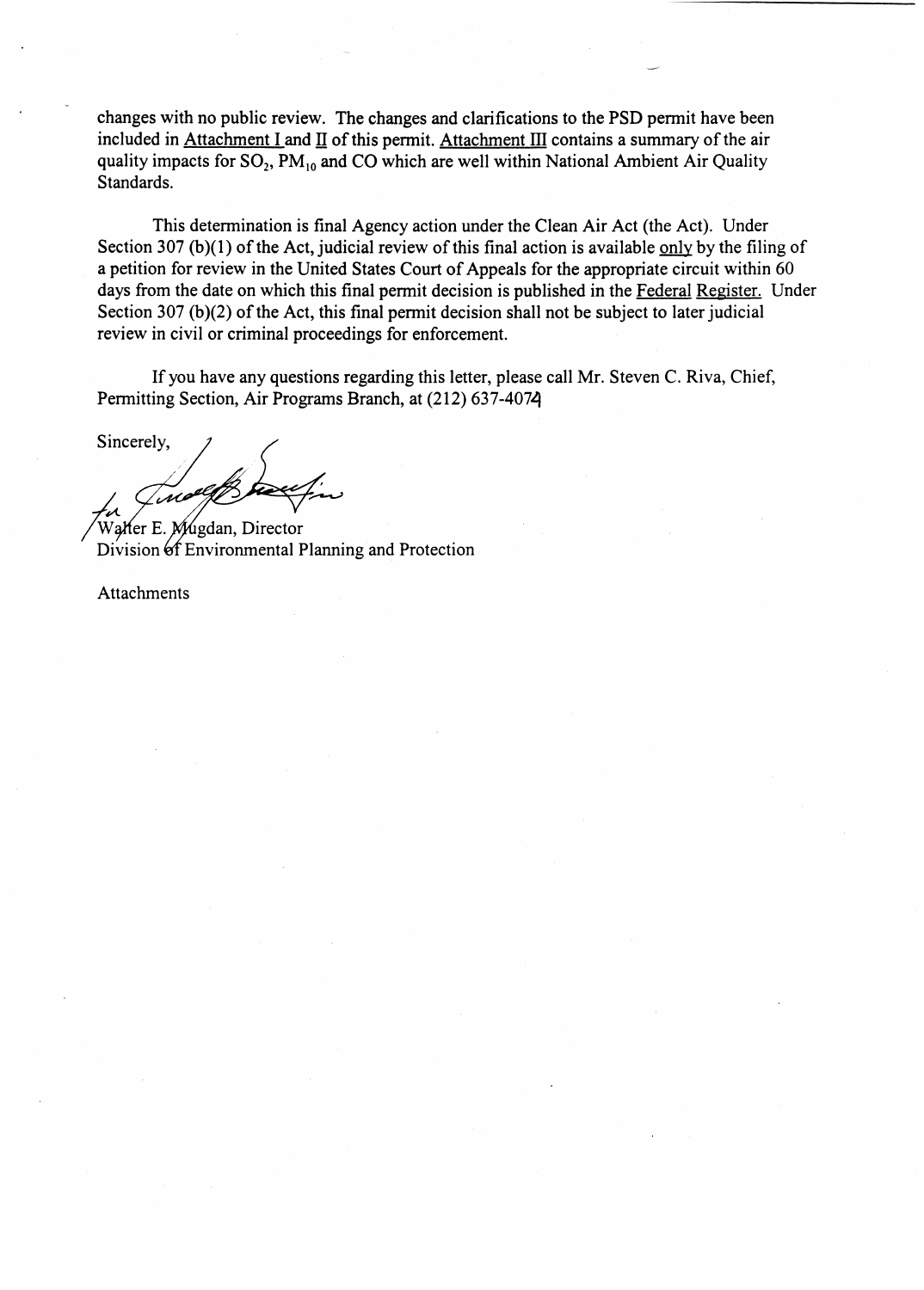changes with no public review. The changes and clarifications to the PSD permit have been included in Attachment I and II of this permit. Attachment III contains a summary of the air quality impacts for $SO_2$, $PM_{10}$ and CO which are well within National Ambient Air Quality Standards.

This determination is final Agency action under the Clean Air Act (the Act). Under Section 307 (b)(1) of the Act, judicial review of this final action is available only by the filing of a petition for review in the United States Court of Appeals for the appropriate circuit within 60 days from the date on which this final permit decision is published in the Federal Register. Under Section 307 (b)(2) of the Act, this final permit decision shall not be subject to later judicial review in civil or criminal proceedings for enforcement.

If you have any questions regarding this letter, please call Mr. Steven C. Riva, Chief, Permitting Section, Air Programs Branch, at (212) 637-4074

Sincerely,

for Walter E. Mugdan, Director
Division of Environmental Planning and Protection

Attachments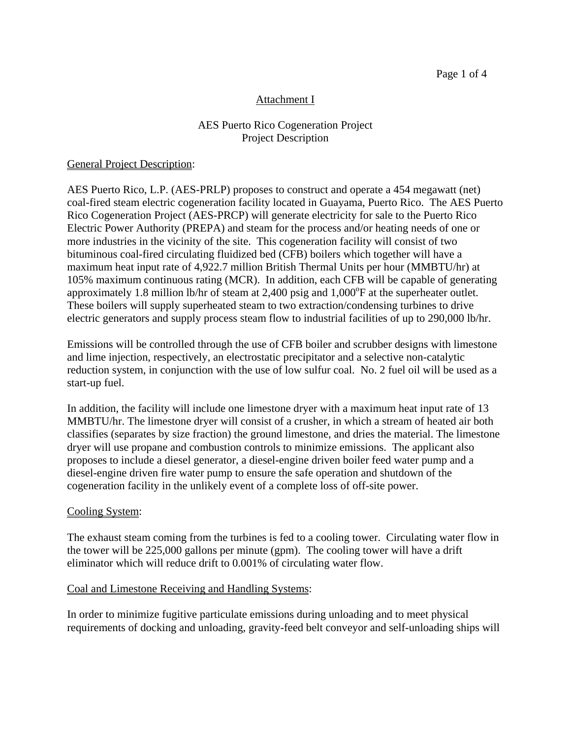Attachment I

AES Puerto Rico Cogeneration Project
Project Description

General Project Description:

AES Puerto Rico, L.P. (AES-PRLP) proposes to construct and operate a 454 megawatt (net) coal-fired steam electric cogeneration facility located in Guayama, Puerto Rico. The AES Puerto Rico Cogeneration Project (AES-PRCP) will generate electricity for sale to the Puerto Rico Electric Power Authority (PREPA) and steam for the process and/or heating needs of one or more industries in the vicinity of the site. This cogeneration facility will consist of two bituminous coal-fired circulating fluidized bed (CFB) boilers which together will have a maximum heat input rate of 4,922.7 million British Thermal Units per hour (MMBTU/hr) at 105% maximum continuous rating (MCR). In addition, each CFB will be capable of generating approximately 1.8 million lb/hr of steam at 2,400 psig and 1,000$^{o}$F at the superheater outlet. These boilers will supply superheated steam to two extraction/condensing turbines to drive electric generators and supply process steam flow to industrial facilities of up to 290,000 lb/hr.

Emissions will be controlled through the use of CFB boiler and scrubber designs with limestone and lime injection, respectively, an electrostatic precipitator and a selective non-catalytic reduction system, in conjunction with the use of low sulfur coal. No. 2 fuel oil will be used as a start-up fuel.

In addition, the facility will include one limestone dryer with a maximum heat input rate of 13 MMBTU/hr. The limestone dryer will consist of a crusher, in which a stream of heated air both classifies (separates by size fraction) the ground limestone, and dries the material. The limestone dryer will use propane and combustion controls to minimize emissions. The applicant also proposes to include a diesel generator, a diesel-engine driven boiler feed water pump and a diesel-engine driven fire water pump to ensure the safe operation and shutdown of the cogeneration facility in the unlikely event of a complete loss of off-site power.

Cooling System:

The exhaust steam coming from the turbines is fed to a cooling tower. Circulating water flow in the tower will be 225,000 gallons per minute (gpm). The cooling tower will have a drift eliminator which will reduce drift to 0.001% of circulating water flow.

Coal and Limestone Receiving and Handling Systems:

In order to minimize fugitive particulate emissions during unloading and to meet physical requirements of docking and unloading, gravity-feed belt conveyor and self-unloading ships will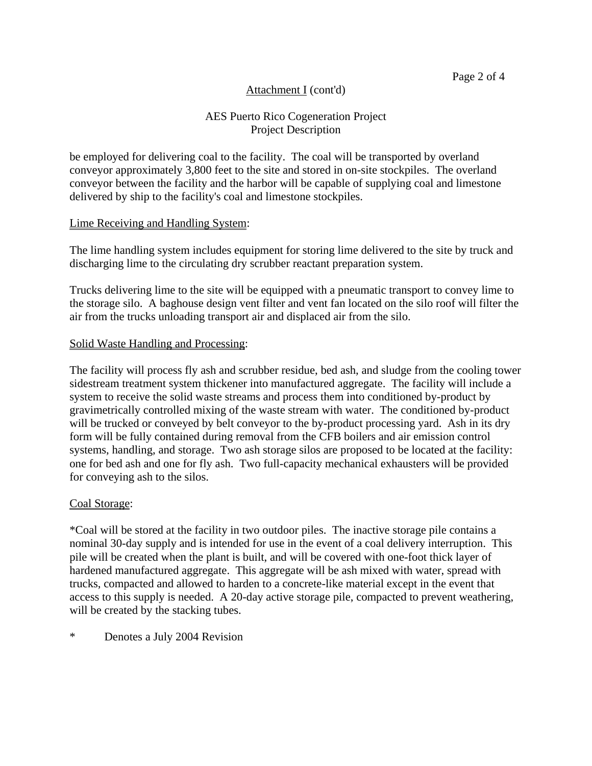Attachment I (cont'd)

AES Puerto Rico Cogeneration Project
Project Description

be employed for delivering coal to the facility. The coal will be transported by overland conveyor approximately 3,800 feet to the site and stored in on-site stockpiles. The overland conveyor between the facility and the harbor will be capable of supplying coal and limestone delivered by ship to the facility's coal and limestone stockpiles.

Lime Receiving and Handling System:

The lime handling system includes equipment for storing lime delivered to the site by truck and discharging lime to the circulating dry scrubber reactant preparation system.

Trucks delivering lime to the site will be equipped with a pneumatic transport to convey lime to the storage silo. A baghouse design vent filter and vent fan located on the silo roof will filter the air from the trucks unloading transport air and displaced air from the silo.

Solid Waste Handling and Processing:

The facility will process fly ash and scrubber residue, bed ash, and sludge from the cooling tower sidestream treatment system thickener into manufactured aggregate. The facility will include a system to receive the solid waste streams and process them into conditioned by-product by gravimetrically controlled mixing of the waste stream with water. The conditioned by-product will be trucked or conveyed by belt conveyor to the by-product processing yard. Ash in its dry form will be fully contained during removal from the CFB boilers and air emission control systems, handling, and storage. Two ash storage silos are proposed to be located at the facility: one for bed ash and one for fly ash. Two full-capacity mechanical exhausters will be provided for conveying ash to the silos.

Coal Storage:

*Coal will be stored at the facility in two outdoor piles. The inactive storage pile contains a nominal 30-day supply and is intended for use in the event of a coal delivery interruption. This pile will be created when the plant is built, and will be covered with one-foot thick layer of hardened manufactured aggregate. This aggregate will be ash mixed with water, spread with trucks, compacted and allowed to harden to a concrete-like material except in the event that access to this supply is needed. A 20-day active storage pile, compacted to prevent weathering, will be created by the stacking tubes.

\* Denotes a July 2004 Revision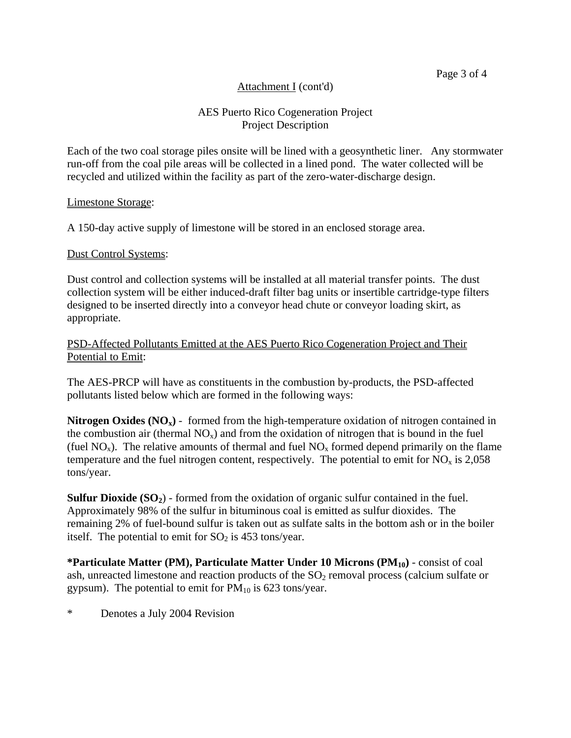Attachment I (cont'd)

AES Puerto Rico Cogeneration Project
Project Description

Each of the two coal storage piles onsite will be lined with a geosynthetic liner. Any stormwater run-off from the coal pile areas will be collected in a lined pond. The water collected will be recycled and utilized within the facility as part of the zero-water-discharge design.

Limestone Storage:

A 150-day active supply of limestone will be stored in an enclosed storage area.

Dust Control Systems:

Dust control and collection systems will be installed at all material transfer points. The dust collection system will be either induced-draft filter bag units or insertible cartridge-type filters designed to be inserted directly into a conveyor head chute or conveyor loading skirt, as appropriate.

PSD-Affected Pollutants Emitted at the AES Puerto Rico Cogeneration Project and Their Potential to Emit:

The AES-PRCP will have as constituents in the combustion by-products, the PSD-affected pollutants listed below which are formed in the following ways:

**Nitrogen Oxides ($NO_x$)** - formed from the high-temperature oxidation of nitrogen contained in the combustion air (thermal $NO_x$) and from the oxidation of nitrogen that is bound in the fuel (fuel $NO_x$). The relative amounts of thermal and fuel $NO_x$ formed depend primarily on the flame temperature and the fuel nitrogen content, respectively. The potential to emit for $NO_x$ is 2,058 tons/year.

**Sulfur Dioxide ($SO_2$)** - formed from the oxidation of organic sulfur contained in the fuel. Approximately 98% of the sulfur in bituminous coal is emitted as sulfur dioxides. The remaining 2% of fuel-bound sulfur is taken out as sulfate salts in the bottom ash or in the boiler itself. The potential to emit for $SO_2$ is 453 tons/year.

**\*Particulate Matter (PM), Particulate Matter Under 10 Microns ($PM_{10}$)** - consist of coal ash, unreacted limestone and reaction products of the $SO_2$ removal process (calcium sulfate or gypsum). The potential to emit for $PM_{10}$ is 623 tons/year.

\* Denotes a July 2004 Revision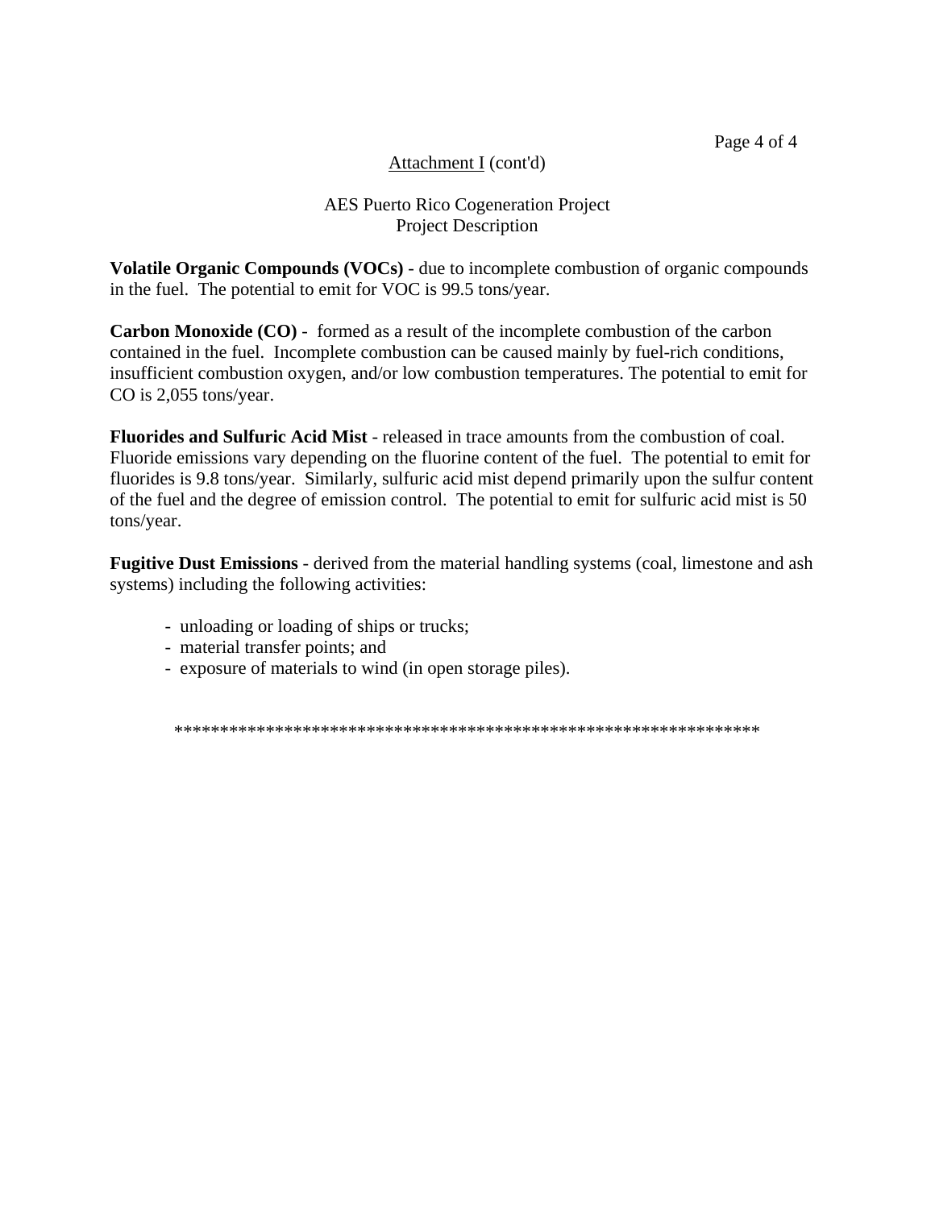Attachment I (cont'd)

AES Puerto Rico Cogeneration Project
Project Description

**Volatile Organic Compounds (VOCs)** - due to incomplete combustion of organic compounds in the fuel. The potential to emit for VOC is 99.5 tons/year.

**Carbon Monoxide (CO)** - formed as a result of the incomplete combustion of the carbon contained in the fuel. Incomplete combustion can be caused mainly by fuel-rich conditions, insufficient combustion oxygen, and/or low combustion temperatures. The potential to emit for CO is 2,055 tons/year.

**Fluorides and Sulfuric Acid Mist** - released in trace amounts from the combustion of coal. Fluoride emissions vary depending on the fluorine content of the fuel. The potential to emit for fluorides is 9.8 tons/year. Similarly, sulfuric acid mist depend primarily upon the sulfur content of the fuel and the degree of emission control. The potential to emit for sulfuric acid mist is 50 tons/year.

**Fugitive Dust Emissions** - derived from the material handling systems (coal, limestone and ash systems) including the following activities:

- unloading or loading of ships or trucks;
- material transfer points; and
- exposure of materials to wind (in open storage piles).

*****************************************************************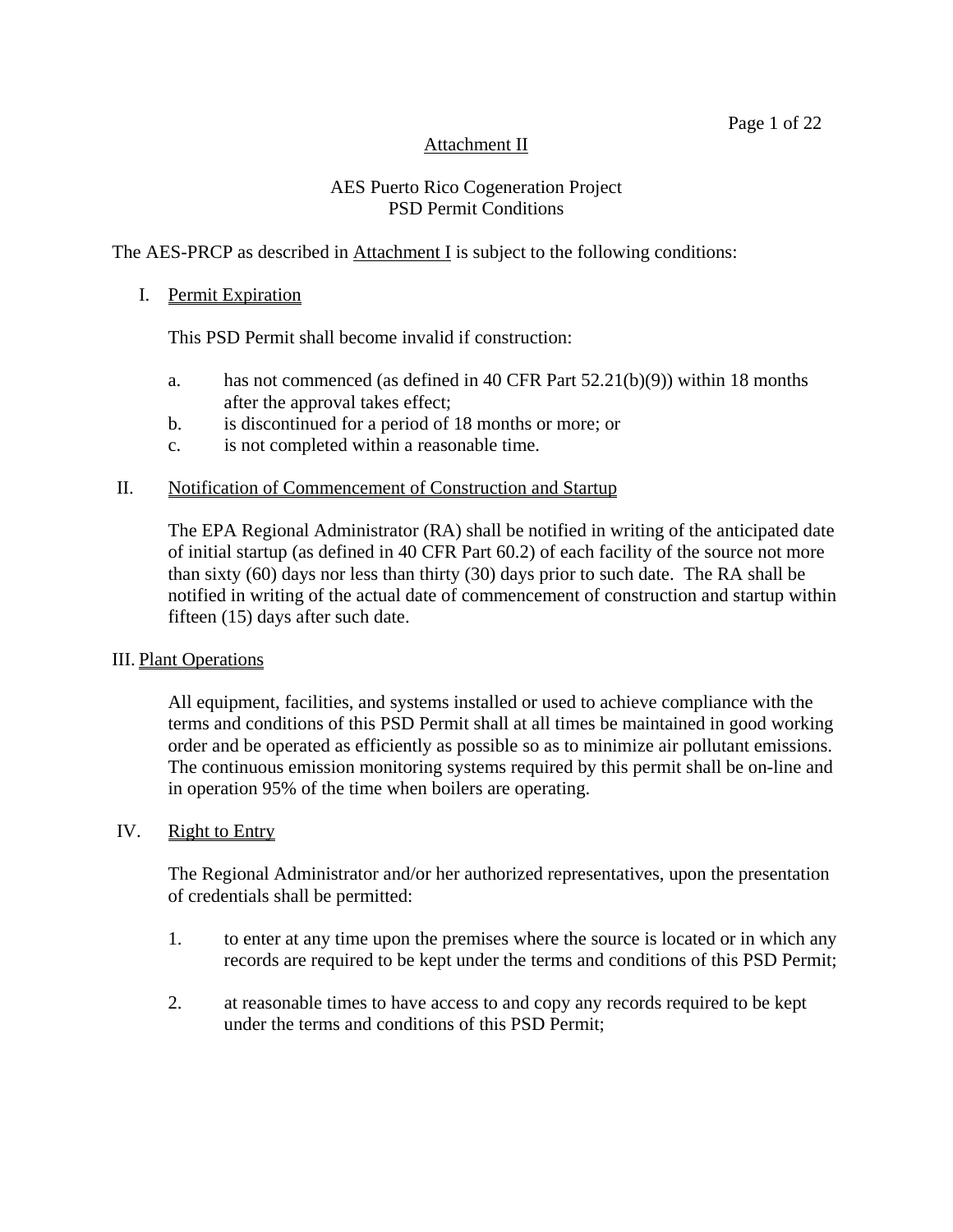## Attachment II

### AES Puerto Rico Cogeneration Project
### PSD Permit Conditions

The AES-PRCP as described in Attachment I is subject to the following conditions:

I. Permit Expiration

This PSD Permit shall become invalid if construction:

a. has not commenced (as defined in 40 CFR Part 52.21(b)(9)) within 18 months after the approval takes effect;
b. is discontinued for a period of 18 months or more; or
c. is not completed within a reasonable time.

II. Notification of Commencement of Construction and Startup

The EPA Regional Administrator (RA) shall be notified in writing of the anticipated date of initial startup (as defined in 40 CFR Part 60.2) of each facility of the source not more than sixty (60) days nor less than thirty (30) days prior to such date. The RA shall be notified in writing of the actual date of commencement of construction and startup within fifteen (15) days after such date.

III. Plant Operations

All equipment, facilities, and systems installed or used to achieve compliance with the terms and conditions of this PSD Permit shall at all times be maintained in good working order and be operated as efficiently as possible so as to minimize air pollutant emissions. The continuous emission monitoring systems required by this permit shall be on-line and in operation 95% of the time when boilers are operating.

IV. Right to Entry

The Regional Administrator and/or her authorized representatives, upon the presentation of credentials shall be permitted:

1. to enter at any time upon the premises where the source is located or in which any records are required to be kept under the terms and conditions of this PSD Permit;

2. at reasonable times to have access to and copy any records required to be kept under the terms and conditions of this PSD Permit;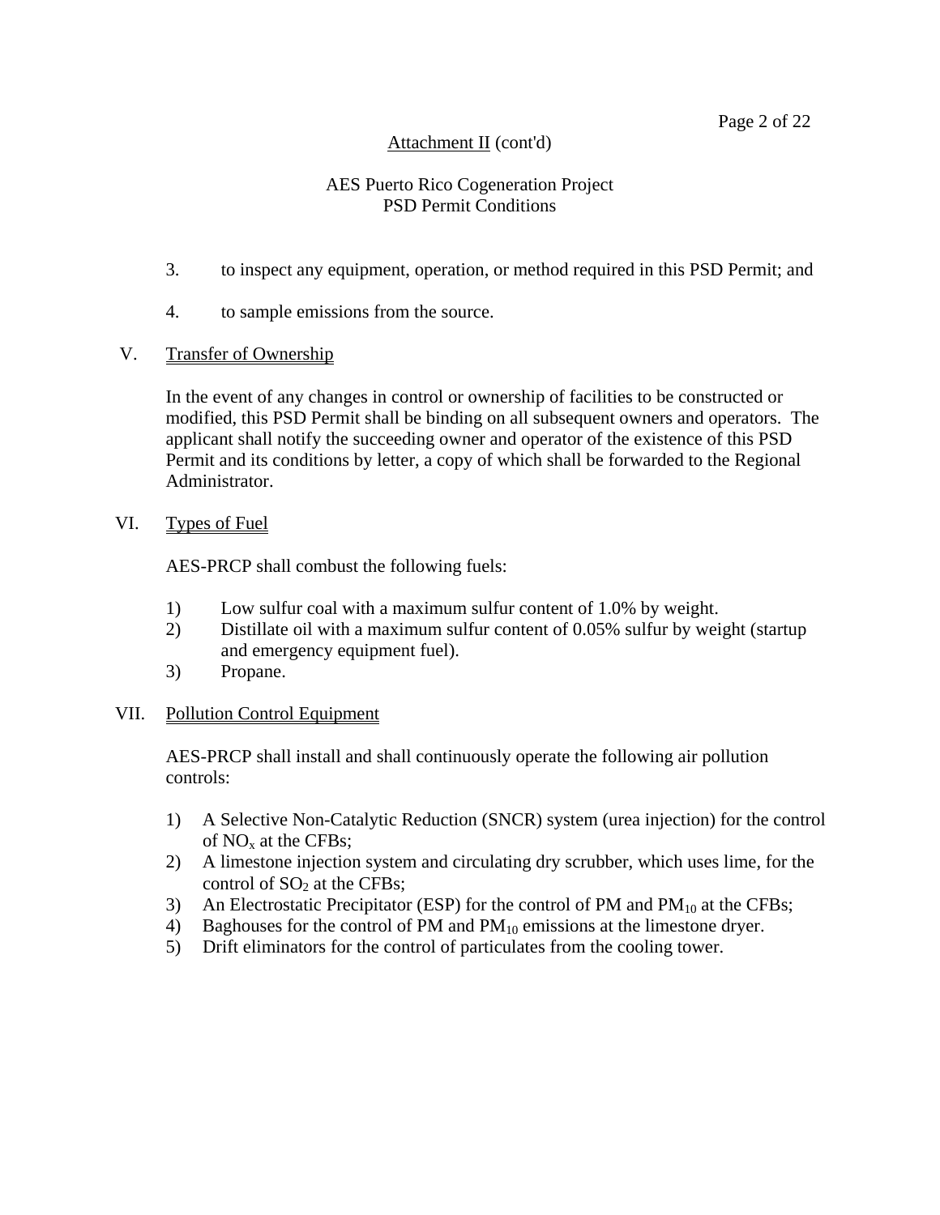Attachment II (cont'd)

AES Puerto Rico Cogeneration Project
PSD Permit Conditions

3. to inspect any equipment, operation, or method required in this PSD Permit; and

4. to sample emissions from the source.

## V. Transfer of Ownership

In the event of any changes in control or ownership of facilities to be constructed or modified, this PSD Permit shall be binding on all subsequent owners and operators. The applicant shall notify the succeeding owner and operator of the existence of this PSD Permit and its conditions by letter, a copy of which shall be forwarded to the Regional Administrator.

## VI. Types of Fuel

AES-PRCP shall combust the following fuels:

1) Low sulfur coal with a maximum sulfur content of 1.0% by weight.
2) Distillate oil with a maximum sulfur content of 0.05% sulfur by weight (startup and emergency equipment fuel).
3) Propane.

## VII. Pollution Control Equipment

AES-PRCP shall install and shall continuously operate the following air pollution controls:

1) A Selective Non-Catalytic Reduction (SNCR) system (urea injection) for the control of $NO_x$ at the CFBs;
2) A limestone injection system and circulating dry scrubber, which uses lime, for the control of $SO_2$ at the CFBs;
3) An Electrostatic Precipitator (ESP) for the control of PM and $PM_{10}$ at the CFBs;
4) Baghouses for the control of PM and $PM_{10}$ emissions at the limestone dryer.
5) Drift eliminators for the control of particulates from the cooling tower.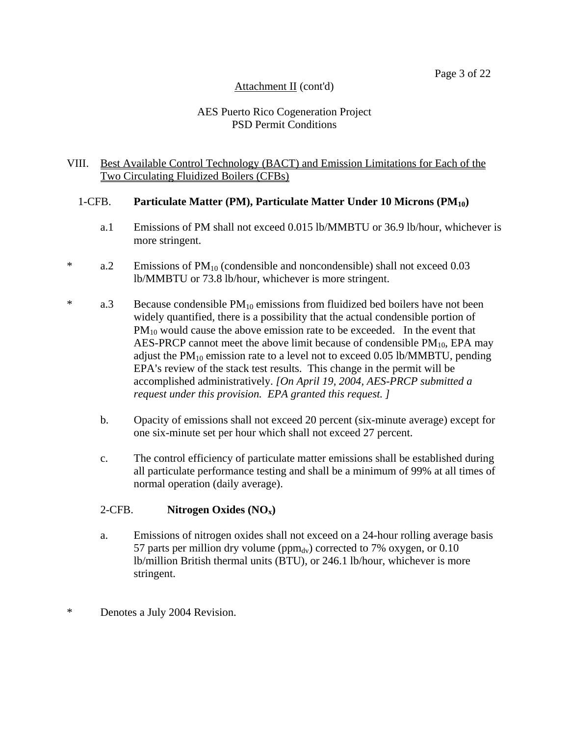Attachment II (cont'd)

AES Puerto Rico Cogeneration Project
PSD Permit Conditions

## VIII. Best Available Control Technology (BACT) and Emission Limitations for Each of the Two Circulating Fluidized Boilers (CFBs)

### 1-CFB. Particulate Matter (PM), Particulate Matter Under 10 Microns ($PM_{10}$)

a.1 Emissions of PM shall not exceed 0.015 lb/MMBTU or 36.9 lb/hour, whichever is more stringent.

\* a.2 Emissions of $PM_{10}$ (condensible and noncondensible) shall not exceed 0.03 lb/MMBTU or 73.8 lb/hour, whichever is more stringent.

\* a.3 Because condensible $PM_{10}$ emissions from fluidized bed boilers have not been widely quantified, there is a possibility that the actual condensible portion of $PM_{10}$ would cause the above emission rate to be exceeded. In the event that AES-PRCP cannot meet the above limit because of condensible $PM_{10}$, EPA may adjust the $PM_{10}$ emission rate to a level not to exceed 0.05 lb/MMBTU, pending EPA's review of the stack test results. This change in the permit will be accomplished administratively. *[On April 19, 2004, AES-PRCP submitted a request under this provision. EPA granted this request. ]*

b. Opacity of emissions shall not exceed 20 percent (six-minute average) except for one six-minute set per hour which shall not exceed 27 percent.

c. The control efficiency of particulate matter emissions shall be established during all particulate performance testing and shall be a minimum of 99% at all times of normal operation (daily average).

### 2-CFB. Nitrogen Oxides ($NO_x$)

a. Emissions of nitrogen oxides shall not exceed on a 24-hour rolling average basis 57 parts per million dry volume ($ppm_{dv}$) corrected to 7% oxygen, or 0.10 lb/million British thermal units (BTU), or 246.1 lb/hour, whichever is more stringent.

\* Denotes a July 2004 Revision.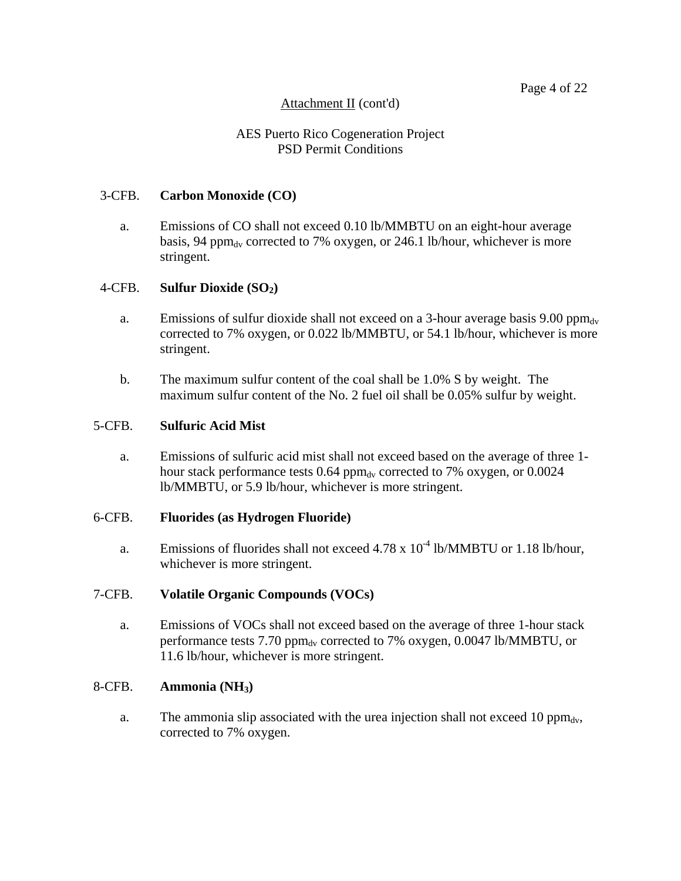Attachment II (cont'd)

AES Puerto Rico Cogeneration Project
PSD Permit Conditions

3-CFB. **Carbon Monoxide (CO)**

a. Emissions of CO shall not exceed 0.10 lb/MMBTU on an eight-hour average basis, 94 $ppm_{dv}$ corrected to 7% oxygen, or 246.1 lb/hour, whichever is more stringent.

4-CFB. **Sulfur Dioxide ($SO_2$)**

a. Emissions of sulfur dioxide shall not exceed on a 3-hour average basis 9.00 $ppm_{dv}$ corrected to 7% oxygen, or 0.022 lb/MMBTU, or 54.1 lb/hour, whichever is more stringent.

b. The maximum sulfur content of the coal shall be 1.0% S by weight. The maximum sulfur content of the No. 2 fuel oil shall be 0.05% sulfur by weight.

5-CFB. **Sulfuric Acid Mist**

a. Emissions of sulfuric acid mist shall not exceed based on the average of three 1-hour stack performance tests 0.64 $ppm_{dv}$ corrected to 7% oxygen, or 0.0024 lb/MMBTU, or 5.9 lb/hour, whichever is more stringent.

6-CFB. **Fluorides (as Hydrogen Fluoride)**

a. Emissions of fluorides shall not exceed $4.78 \times 10^{-4}$ lb/MMBTU or 1.18 lb/hour, whichever is more stringent.

7-CFB. **Volatile Organic Compounds (VOCs)**

a. Emissions of VOCs shall not exceed based on the average of three 1-hour stack performance tests 7.70 $ppm_{dv}$ corrected to 7% oxygen, 0.0047 lb/MMBTU, or 11.6 lb/hour, whichever is more stringent.

8-CFB. **Ammonia ($NH_3$)**

a. The ammonia slip associated with the urea injection shall not exceed 10 $ppm_{dv}$, corrected to 7% oxygen.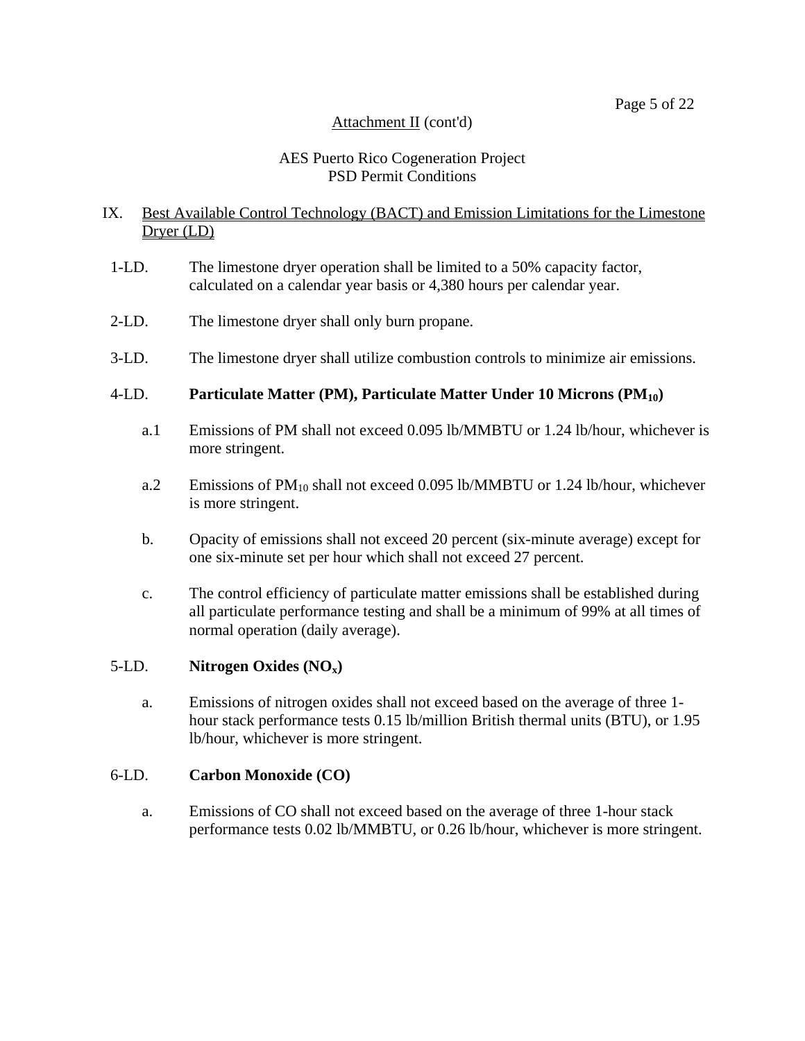Attachment II (cont'd)

AES Puerto Rico Cogeneration Project
PSD Permit Conditions

## IX. Best Available Control Technology (BACT) and Emission Limitations for the Limestone Dryer (LD)

1-LD. The limestone dryer operation shall be limited to a 50% capacity factor, calculated on a calendar year basis or 4,380 hours per calendar year.

2-LD. The limestone dryer shall only burn propane.

3-LD. The limestone dryer shall utilize combustion controls to minimize air emissions.

4-LD. **Particulate Matter (PM), Particulate Matter Under 10 Microns ($PM_{10}$)**

a.1 Emissions of PM shall not exceed 0.095 lb/MMBTU or 1.24 lb/hour, whichever is more stringent.

a.2 Emissions of $PM_{10}$ shall not exceed 0.095 lb/MMBTU or 1.24 lb/hour, whichever is more stringent.

b. Opacity of emissions shall not exceed 20 percent (six-minute average) except for one six-minute set per hour which shall not exceed 27 percent.

c. The control efficiency of particulate matter emissions shall be established during all particulate performance testing and shall be a minimum of 99% at all times of normal operation (daily average).

5-LD. **Nitrogen Oxides ($NO_x$)**

a. Emissions of nitrogen oxides shall not exceed based on the average of three 1-hour stack performance tests 0.15 lb/million British thermal units (BTU), or 1.95 lb/hour, whichever is more stringent.

6-LD. **Carbon Monoxide (CO)**

a. Emissions of CO shall not exceed based on the average of three 1-hour stack performance tests 0.02 lb/MMBTU, or 0.26 lb/hour, whichever is more stringent.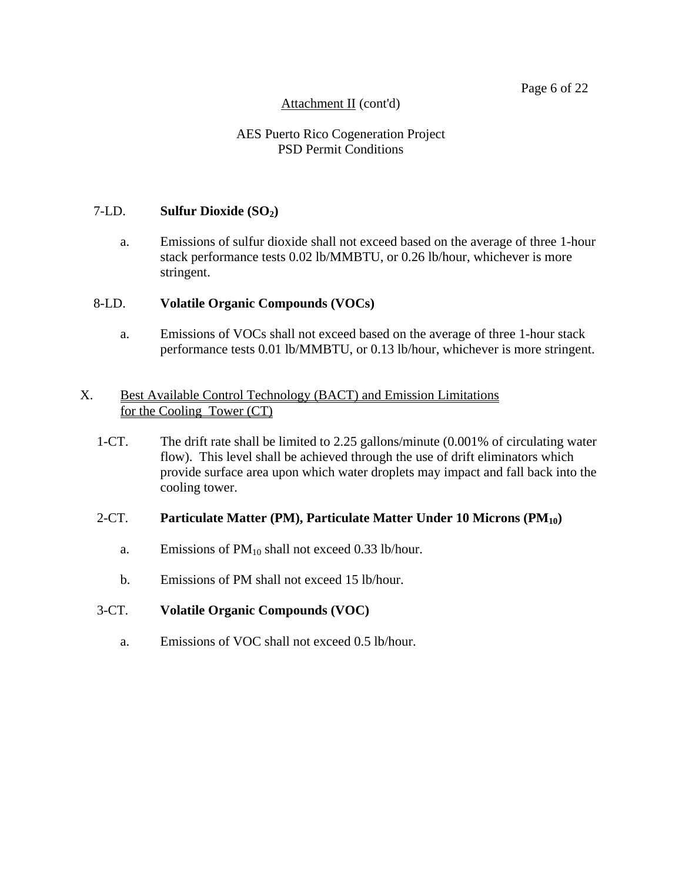Attachment II (cont'd)

AES Puerto Rico Cogeneration Project
PSD Permit Conditions

7-LD. **Sulfur Dioxide ($SO_2$)**

a. Emissions of sulfur dioxide shall not exceed based on the average of three 1-hour stack performance tests 0.02 lb/MMBTU, or 0.26 lb/hour, whichever is more stringent.

8-LD. **Volatile Organic Compounds (VOCs)**

a. Emissions of VOCs shall not exceed based on the average of three 1-hour stack performance tests 0.01 lb/MMBTU, or 0.13 lb/hour, whichever is more stringent.

X. Best Available Control Technology (BACT) and Emission Limitations for the Cooling Tower (CT)

1-CT. The drift rate shall be limited to 2.25 gallons/minute (0.001% of circulating water flow). This level shall be achieved through the use of drift eliminators which provide surface area upon which water droplets may impact and fall back into the cooling tower.

2-CT. **Particulate Matter (PM), Particulate Matter Under 10 Microns ($PM_{10}$)**

a. Emissions of $PM_{10}$ shall not exceed 0.33 lb/hour.

b. Emissions of PM shall not exceed 15 lb/hour.

3-CT. **Volatile Organic Compounds (VOC)**

a. Emissions of VOC shall not exceed 0.5 lb/hour.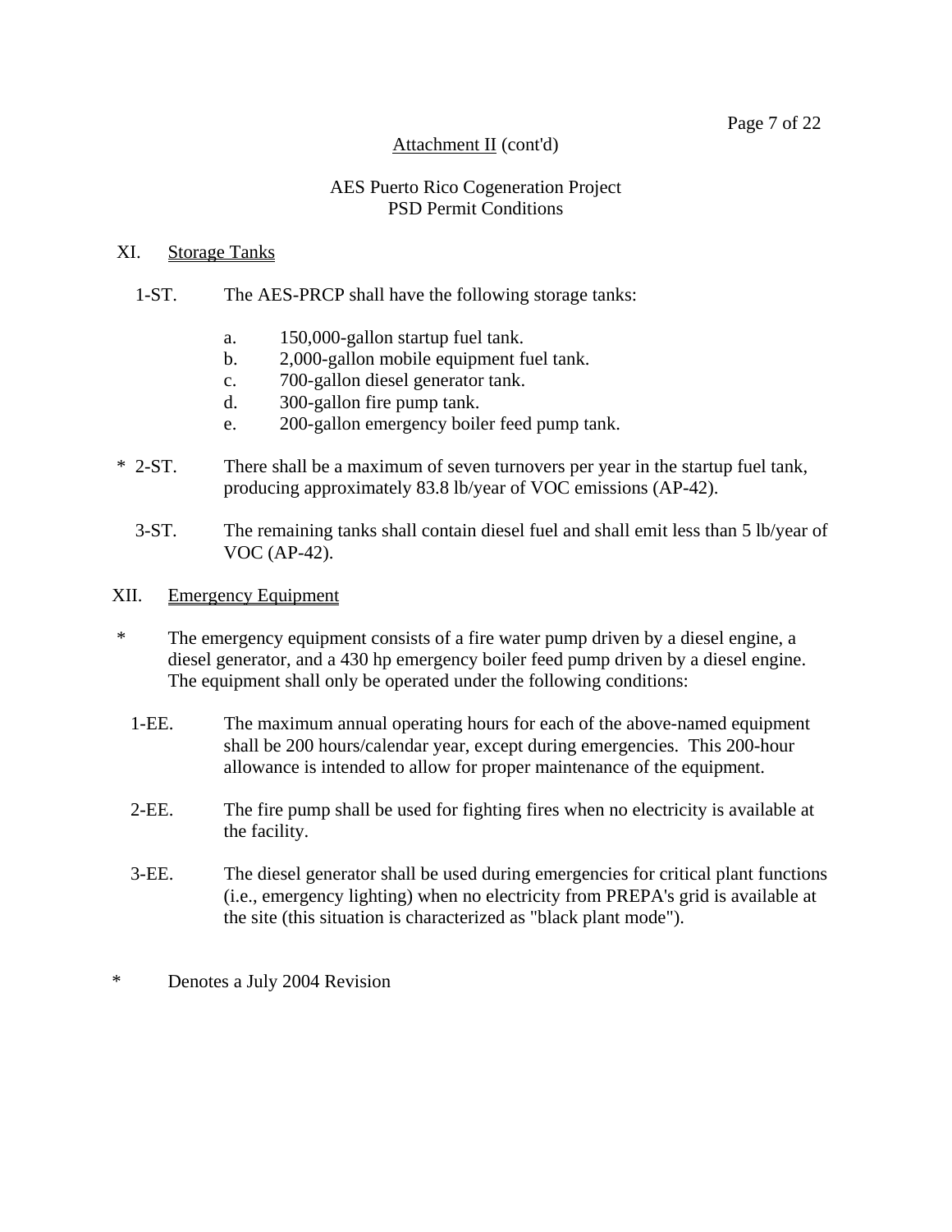Attachment II (cont'd)

AES Puerto Rico Cogeneration Project
PSD Permit Conditions

## XI. Storage Tanks

1-ST. The AES-PRCP shall have the following storage tanks:

a. 150,000-gallon startup fuel tank.
b. 2,000-gallon mobile equipment fuel tank.
c. 700-gallon diesel generator tank.
d. 300-gallon fire pump tank.
e. 200-gallon emergency boiler feed pump tank.

\* 2-ST. There shall be a maximum of seven turnovers per year in the startup fuel tank, producing approximately 83.8 lb/year of VOC emissions (AP-42).

3-ST. The remaining tanks shall contain diesel fuel and shall emit less than 5 lb/year of VOC (AP-42).

## XII. Emergency Equipment

\* The emergency equipment consists of a fire water pump driven by a diesel engine, a diesel generator, and a 430 hp emergency boiler feed pump driven by a diesel engine. The equipment shall only be operated under the following conditions:

1-EE. The maximum annual operating hours for each of the above-named equipment shall be 200 hours/calendar year, except during emergencies. This 200-hour allowance is intended to allow for proper maintenance of the equipment.

2-EE. The fire pump shall be used for fighting fires when no electricity is available at the facility.

3-EE. The diesel generator shall be used during emergencies for critical plant functions (i.e., emergency lighting) when no electricity from PREPA's grid is available at the site (this situation is characterized as "black plant mode").

\* Denotes a July 2004 Revision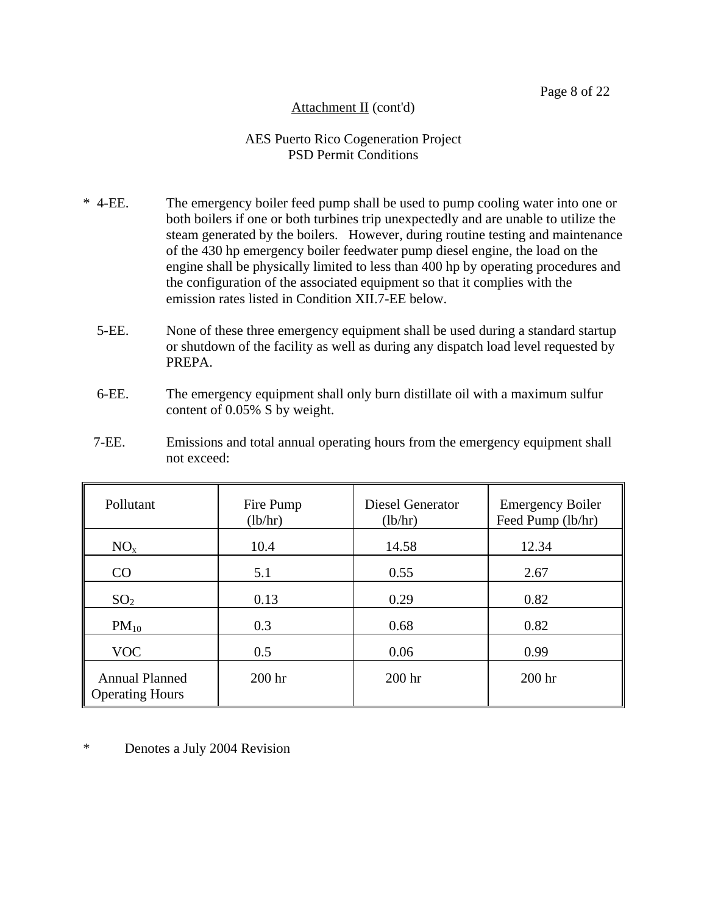Attachment II (cont'd)

AES Puerto Rico Cogeneration Project
PSD Permit Conditions

\* 4-EE. The emergency boiler feed pump shall be used to pump cooling water into one or both boilers if one or both turbines trip unexpectedly and are unable to utilize the steam generated by the boilers. However, during routine testing and maintenance of the 430 hp emergency boiler feedwater pump diesel engine, the load on the engine shall be physically limited to less than 400 hp by operating procedures and the configuration of the associated equipment so that it complies with the emission rates listed in Condition XII.7-EE below.

5-EE. None of these three emergency equipment shall be used during a standard startup or shutdown of the facility as well as during any dispatch load level requested by PREPA.

6-EE. The emergency equipment shall only burn distillate oil with a maximum sulfur content of 0.05% S by weight.

7-EE. Emissions and total annual operating hours from the emergency equipment shall not exceed:

| Pollutant | Fire Pump (lb/hr) | Diesel Generator (lb/hr) | Emergency Boiler Feed Pump (lb/hr) |
|---|---|---|---|
| $NO_x$ | 10.4 | 14.58 | 12.34 |
| CO | 5.1 | 0.55 | 2.67 |
| $SO_2$ | 0.13 | 0.29 | 0.82 |
| $PM_{10}$ | 0.3 | 0.68 | 0.82 |
| VOC | 0.5 | 0.06 | 0.99 |
| Annual Planned Operating Hours | 200 hr | 200 hr | 200 hr |

\* Denotes a July 2004 Revision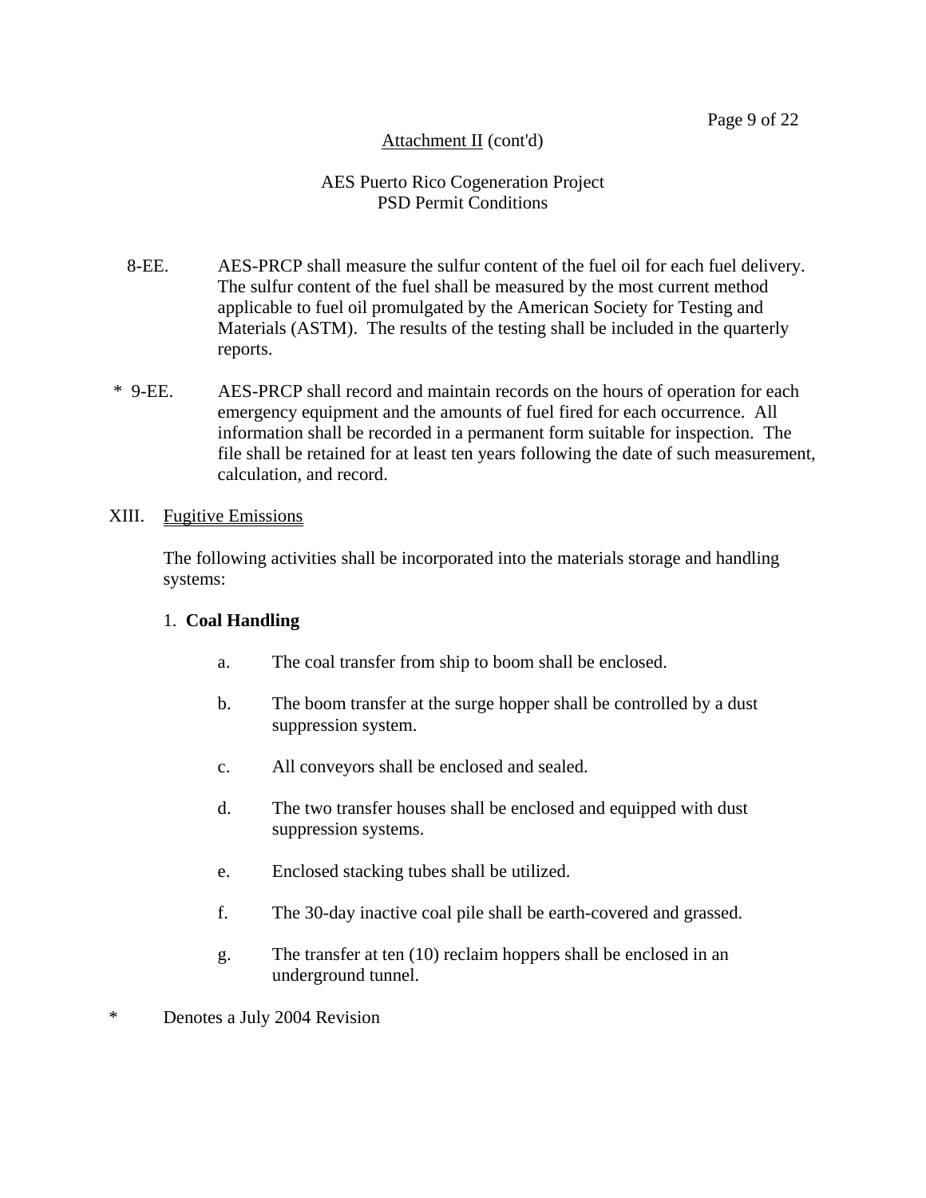Attachment II (cont'd)

AES Puerto Rico Cogeneration Project
PSD Permit Conditions

8-EE. AES-PRCP shall measure the sulfur content of the fuel oil for each fuel delivery. The sulfur content of the fuel shall be measured by the most current method applicable to fuel oil promulgated by the American Society for Testing and Materials (ASTM). The results of the testing shall be included in the quarterly reports.

\* 9-EE. AES-PRCP shall record and maintain records on the hours of operation for each emergency equipment and the amounts of fuel fired for each occurrence. All information shall be recorded in a permanent form suitable for inspection. The file shall be retained for at least ten years following the date of such measurement, calculation, and record.

XIII. Fugitive Emissions

The following activities shall be incorporated into the materials storage and handling systems:

1. **Coal Handling**

   a. The coal transfer from ship to boom shall be enclosed.

   b. The boom transfer at the surge hopper shall be controlled by a dust suppression system.

   c. All conveyors shall be enclosed and sealed.

   d. The two transfer houses shall be enclosed and equipped with dust suppression systems.

   e. Enclosed stacking tubes shall be utilized.

   f. The 30-day inactive coal pile shall be earth-covered and grassed.

   g. The transfer at ten (10) reclaim hoppers shall be enclosed in an underground tunnel.

\* Denotes a July 2004 Revision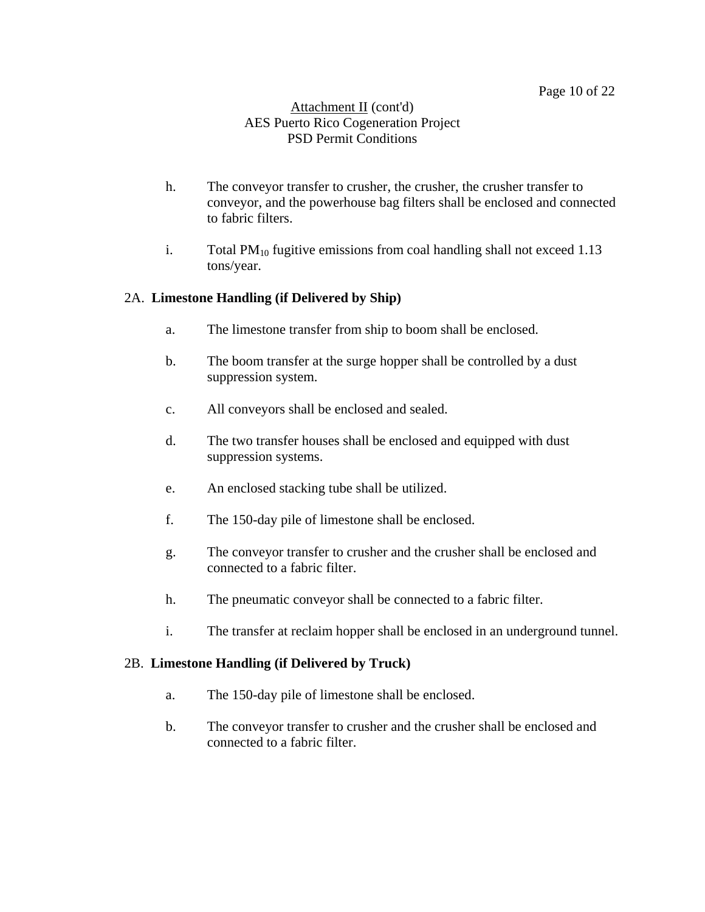Attachment II (cont'd)
AES Puerto Rico Cogeneration Project
PSD Permit Conditions

h. The conveyor transfer to crusher, the crusher, the crusher transfer to conveyor, and the powerhouse bag filters shall be enclosed and connected to fabric filters.

i. Total $PM_{10}$ fugitive emissions from coal handling shall not exceed 1.13 tons/year.

2A. **Limestone Handling (if Delivered by Ship)**

a. The limestone transfer from ship to boom shall be enclosed.

b. The boom transfer at the surge hopper shall be controlled by a dust suppression system.

c. All conveyors shall be enclosed and sealed.

d. The two transfer houses shall be enclosed and equipped with dust suppression systems.

e. An enclosed stacking tube shall be utilized.

f. The 150-day pile of limestone shall be enclosed.

g. The conveyor transfer to crusher and the crusher shall be enclosed and connected to a fabric filter.

h. The pneumatic conveyor shall be connected to a fabric filter.

i. The transfer at reclaim hopper shall be enclosed in an underground tunnel.

2B. **Limestone Handling (if Delivered by Truck)**

a. The 150-day pile of limestone shall be enclosed.

b. The conveyor transfer to crusher and the crusher shall be enclosed and connected to a fabric filter.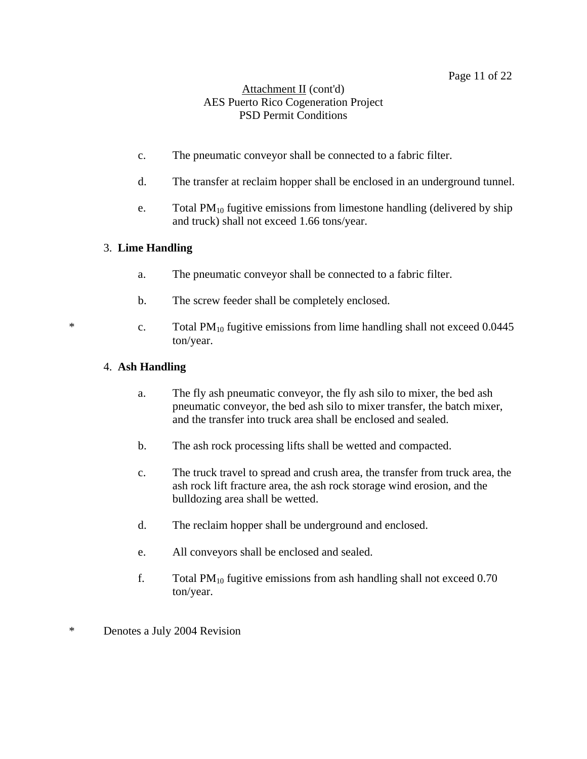Attachment II (cont'd)
AES Puerto Rico Cogeneration Project
PSD Permit Conditions

c. The pneumatic conveyor shall be connected to a fabric filter.

d. The transfer at reclaim hopper shall be enclosed in an underground tunnel.

e. Total $PM_{10}$ fugitive emissions from limestone handling (delivered by ship and truck) shall not exceed 1.66 tons/year.

3. **Lime Handling**

a. The pneumatic conveyor shall be connected to a fabric filter.

b. The screw feeder shall be completely enclosed.

\* c. Total $PM_{10}$ fugitive emissions from lime handling shall not exceed 0.0445 ton/year.

4. **Ash Handling**

a. The fly ash pneumatic conveyor, the fly ash silo to mixer, the bed ash pneumatic conveyor, the bed ash silo to mixer transfer, the batch mixer, and the transfer into truck area shall be enclosed and sealed.

b. The ash rock processing lifts shall be wetted and compacted.

c. The truck travel to spread and crush area, the transfer from truck area, the ash rock lift fracture area, the ash rock storage wind erosion, and the bulldozing area shall be wetted.

d. The reclaim hopper shall be underground and enclosed.

e. All conveyors shall be enclosed and sealed.

f. Total $PM_{10}$ fugitive emissions from ash handling shall not exceed 0.70 ton/year.

\* Denotes a July 2004 Revision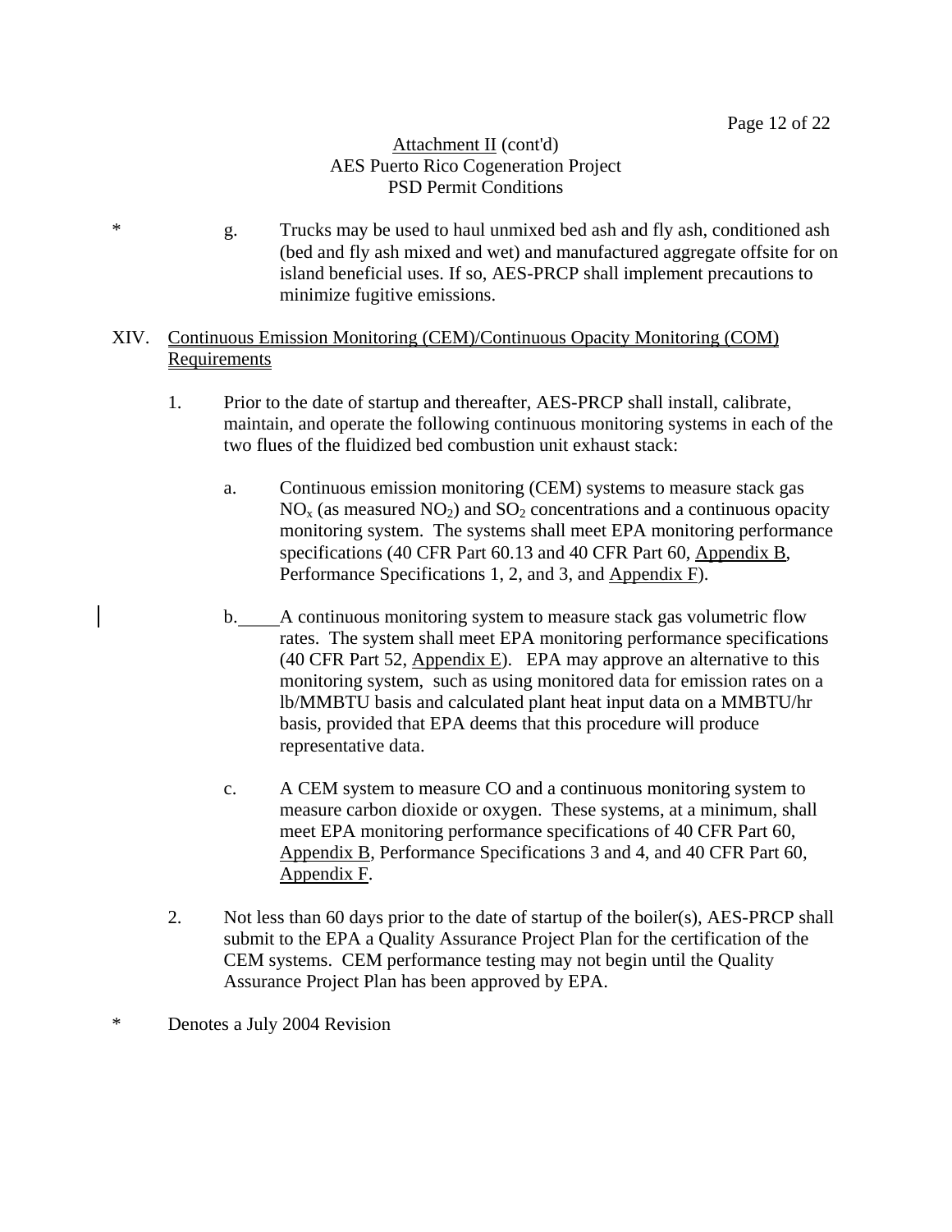Attachment II (cont'd)
AES Puerto Rico Cogeneration Project
PSD Permit Conditions

\* g. Trucks may be used to haul unmixed bed ash and fly ash, conditioned ash (bed and fly ash mixed and wet) and manufactured aggregate offsite for on island beneficial uses. If so, AES-PRCP shall implement precautions to minimize fugitive emissions.

## XIV. Continuous Emission Monitoring (CEM)/Continuous Opacity Monitoring (COM) Requirements

1. Prior to the date of startup and thereafter, AES-PRCP shall install, calibrate, maintain, and operate the following continuous monitoring systems in each of the two flues of the fluidized bed combustion unit exhaust stack:

    a. Continuous emission monitoring (CEM) systems to measure stack gas $NO_x$ (as measured $NO_2$) and $SO_2$ concentrations and a continuous opacity monitoring system. The systems shall meet EPA monitoring performance specifications (40 CFR Part 60.13 and 40 CFR Part 60, Appendix B, Performance Specifications 1, 2, and 3, and Appendix F).

    b. A continuous monitoring system to measure stack gas volumetric flow rates. The system shall meet EPA monitoring performance specifications (40 CFR Part 52, Appendix E). EPA may approve an alternative to this monitoring system, such as using monitored data for emission rates on a lb/MMBTU basis and calculated plant heat input data on a MMBTU/hr basis, provided that EPA deems that this procedure will produce representative data.

    c. A CEM system to measure CO and a continuous monitoring system to measure carbon dioxide or oxygen. These systems, at a minimum, shall meet EPA monitoring performance specifications of 40 CFR Part 60, Appendix B, Performance Specifications 3 and 4, and 40 CFR Part 60, Appendix F.

2. Not less than 60 days prior to the date of startup of the boiler(s), AES-PRCP shall submit to the EPA a Quality Assurance Project Plan for the certification of the CEM systems. CEM performance testing may not begin until the Quality Assurance Project Plan has been approved by EPA.

\* Denotes a July 2004 Revision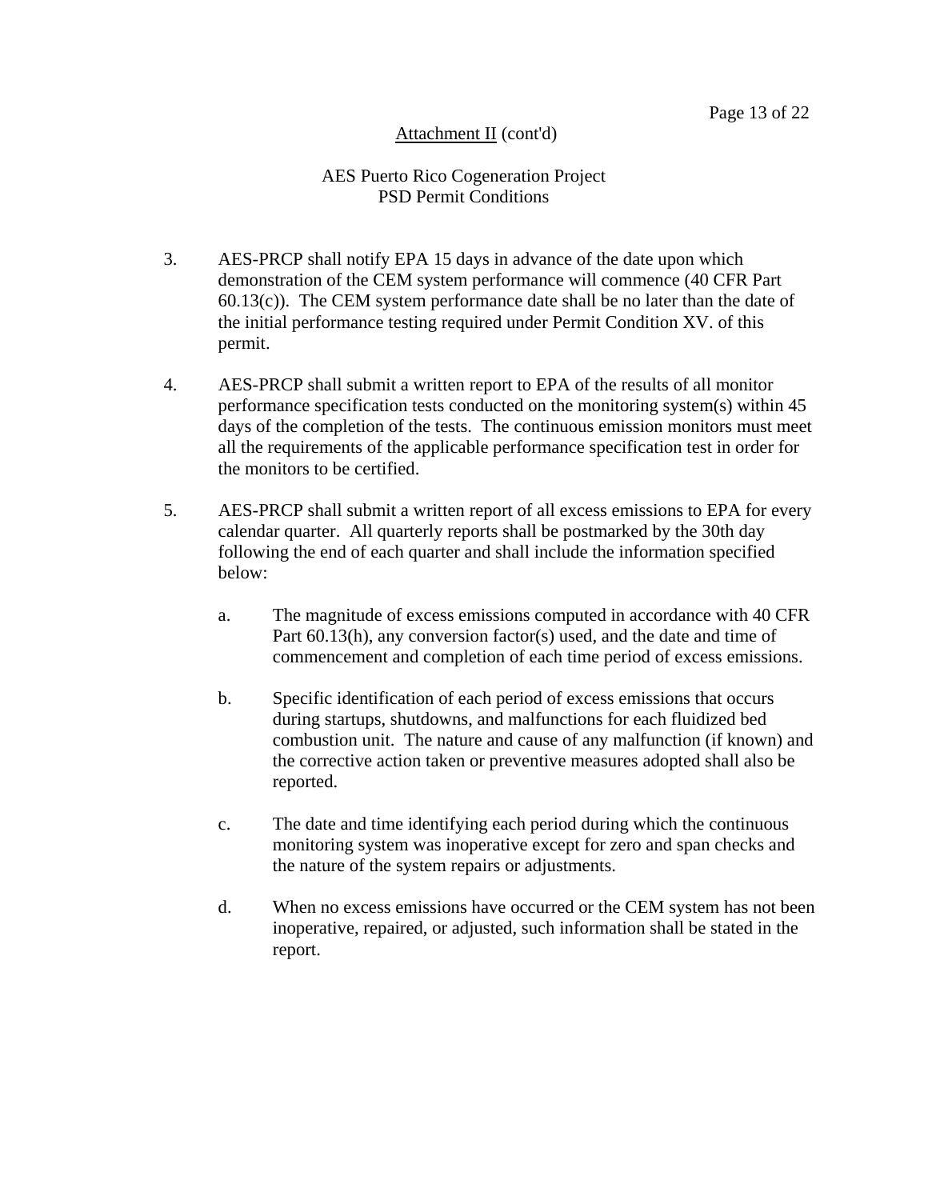Attachment II (cont'd)

AES Puerto Rico Cogeneration Project
PSD Permit Conditions

3. AES-PRCP shall notify EPA 15 days in advance of the date upon which demonstration of the CEM system performance will commence (40 CFR Part 60.13(c)). The CEM system performance date shall be no later than the date of the initial performance testing required under Permit Condition XV. of this permit.

4. AES-PRCP shall submit a written report to EPA of the results of all monitor performance specification tests conducted on the monitoring system(s) within 45 days of the completion of the tests. The continuous emission monitors must meet all the requirements of the applicable performance specification test in order for the monitors to be certified.

5. AES-PRCP shall submit a written report of all excess emissions to EPA for every calendar quarter. All quarterly reports shall be postmarked by the 30th day following the end of each quarter and shall include the information specified below:

   a. The magnitude of excess emissions computed in accordance with 40 CFR Part 60.13(h), any conversion factor(s) used, and the date and time of commencement and completion of each time period of excess emissions.

   b. Specific identification of each period of excess emissions that occurs during startups, shutdowns, and malfunctions for each fluidized bed combustion unit. The nature and cause of any malfunction (if known) and the corrective action taken or preventive measures adopted shall also be reported.

   c. The date and time identifying each period during which the continuous monitoring system was inoperative except for zero and span checks and the nature of the system repairs or adjustments.

   d. When no excess emissions have occurred or the CEM system has not been inoperative, repaired, or adjusted, such information shall be stated in the report.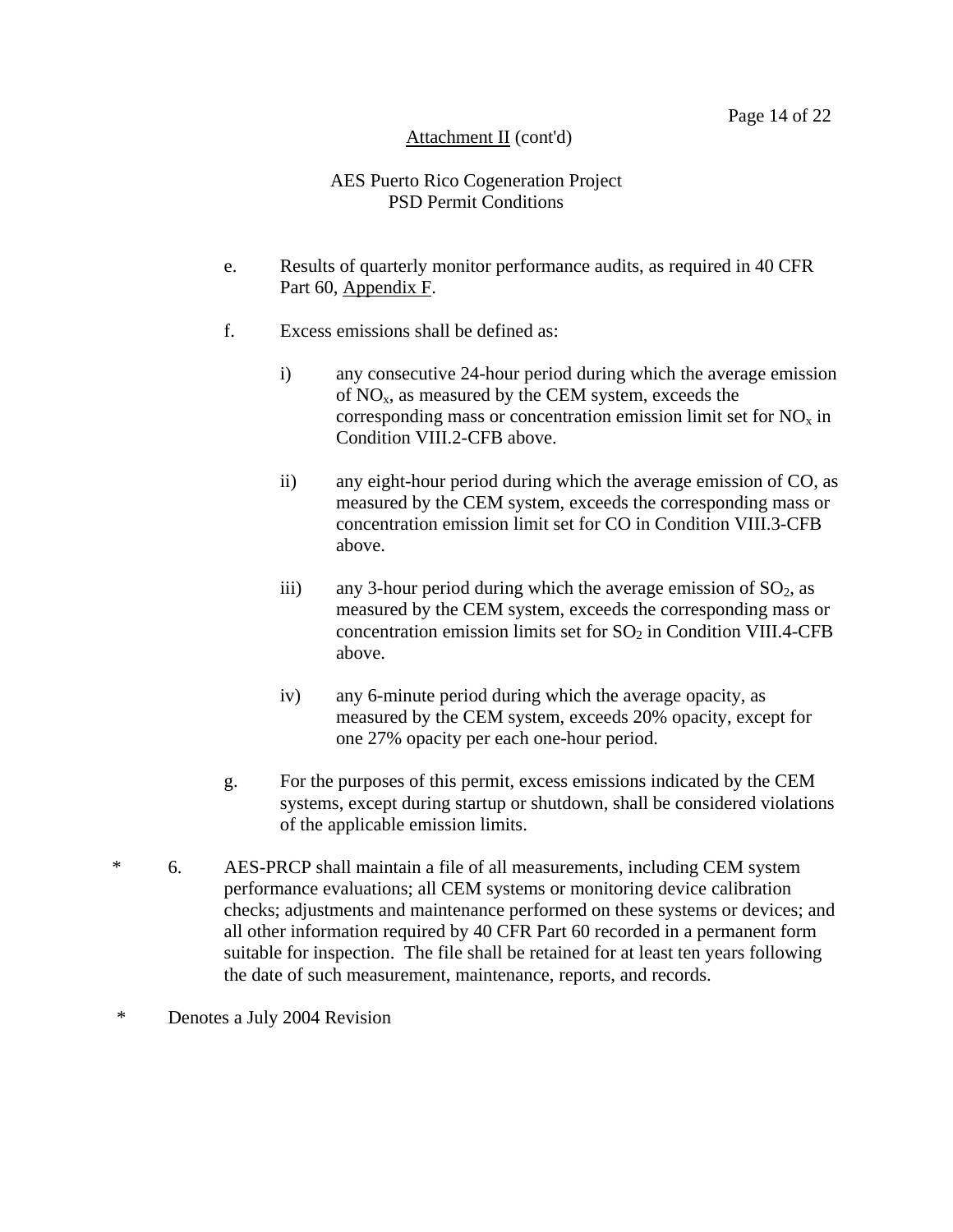Attachment II (cont'd)

AES Puerto Rico Cogeneration Project
PSD Permit Conditions

e. Results of quarterly monitor performance audits, as required in 40 CFR Part 60, Appendix F.

f. Excess emissions shall be defined as:

i) any consecutive 24-hour period during which the average emission of $NO_x$, as measured by the CEM system, exceeds the corresponding mass or concentration emission limit set for $NO_x$ in Condition VIII.2-CFB above.

ii) any eight-hour period during which the average emission of CO, as measured by the CEM system, exceeds the corresponding mass or concentration emission limit set for CO in Condition VIII.3-CFB above.

iii) any 3-hour period during which the average emission of $SO_2$, as measured by the CEM system, exceeds the corresponding mass or concentration emission limits set for $SO_2$ in Condition VIII.4-CFB above.

iv) any 6-minute period during which the average opacity, as measured by the CEM system, exceeds 20% opacity, except for one 27% opacity per each one-hour period.

g. For the purposes of this permit, excess emissions indicated by the CEM systems, except during startup or shutdown, shall be considered violations of the applicable emission limits.

\* 6. AES-PRCP shall maintain a file of all measurements, including CEM system performance evaluations; all CEM systems or monitoring device calibration checks; adjustments and maintenance performed on these systems or devices; and all other information required by 40 CFR Part 60 recorded in a permanent form suitable for inspection. The file shall be retained for at least ten years following the date of such measurement, maintenance, reports, and records.

\* Denotes a July 2004 Revision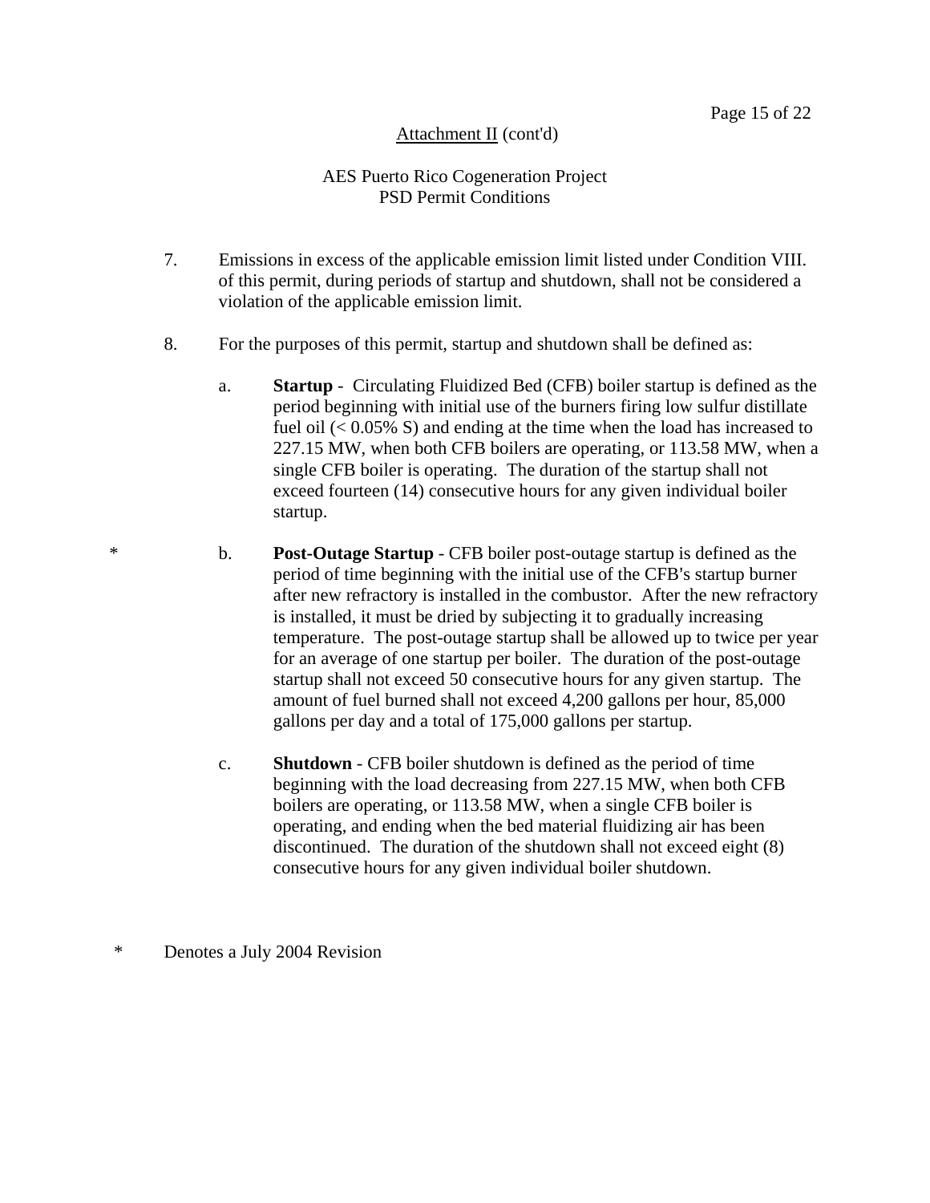Attachment II (cont'd)

AES Puerto Rico Cogeneration Project
PSD Permit Conditions

7. Emissions in excess of the applicable emission limit listed under Condition VIII. of this permit, during periods of startup and shutdown, shall not be considered a violation of the applicable emission limit.

8. For the purposes of this permit, startup and shutdown shall be defined as:

   a. **Startup** - Circulating Fluidized Bed (CFB) boiler startup is defined as the period beginning with initial use of the burners firing low sulfur distillate fuel oil (< 0.05% S) and ending at the time when the load has increased to 227.15 MW, when both CFB boilers are operating, or 113.58 MW, when a single CFB boiler is operating. The duration of the startup shall not exceed fourteen (14) consecutive hours for any given individual boiler startup.

\* b. **Post-Outage Startup** - CFB boiler post-outage startup is defined as the period of time beginning with the initial use of the CFB's startup burner after new refractory is installed in the combustor. After the new refractory is installed, it must be dried by subjecting it to gradually increasing temperature. The post-outage startup shall be allowed up to twice per year for an average of one startup per boiler. The duration of the post-outage startup shall not exceed 50 consecutive hours for any given startup. The amount of fuel burned shall not exceed 4,200 gallons per hour, 85,000 gallons per day and a total of 175,000 gallons per startup.

   c. **Shutdown** - CFB boiler shutdown is defined as the period of time beginning with the load decreasing from 227.15 MW, when both CFB boilers are operating, or 113.58 MW, when a single CFB boiler is operating, and ending when the bed material fluidizing air has been discontinued. The duration of the shutdown shall not exceed eight (8) consecutive hours for any given individual boiler shutdown.

\* Denotes a July 2004 Revision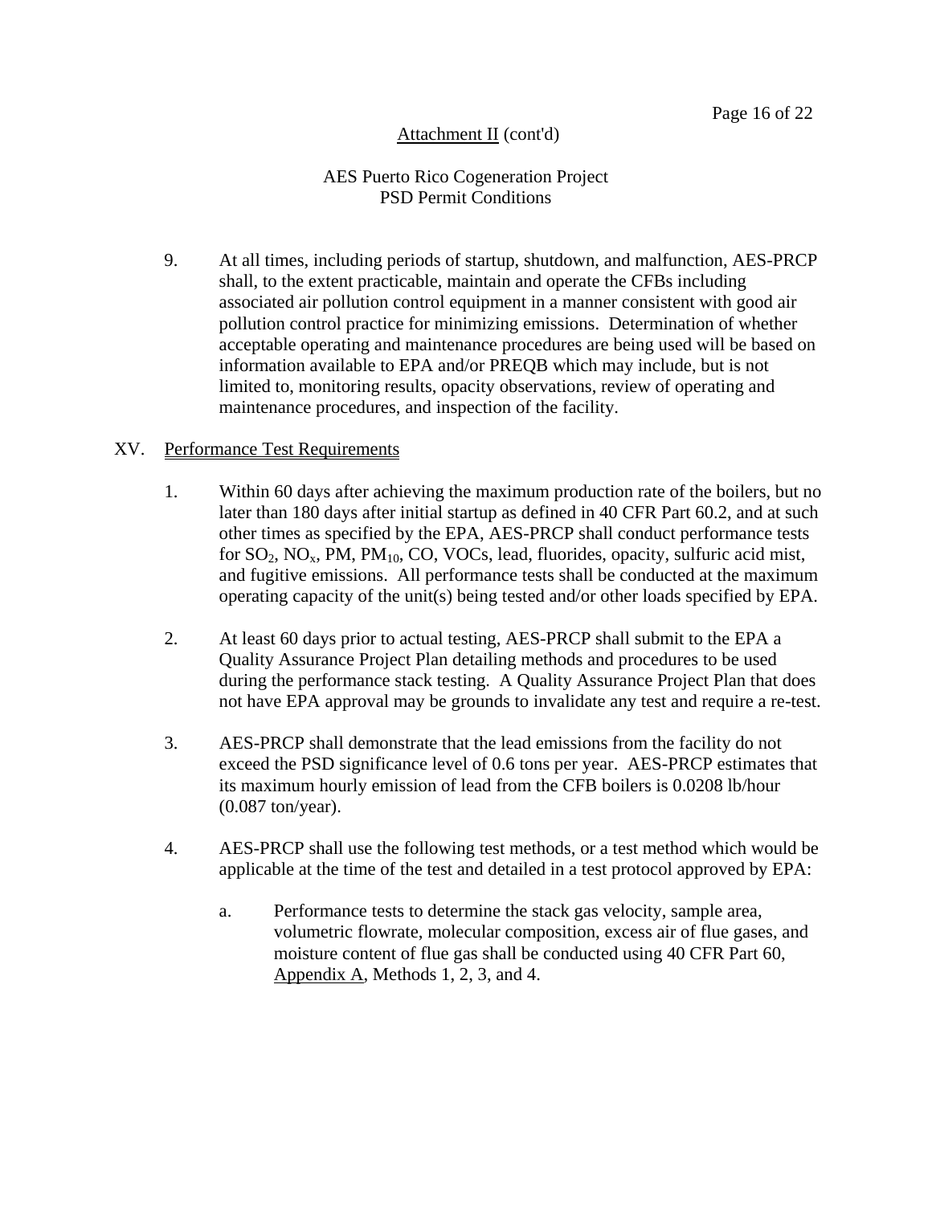Attachment II (cont'd)

AES Puerto Rico Cogeneration Project
PSD Permit Conditions

9. At all times, including periods of startup, shutdown, and malfunction, AES-PRCP shall, to the extent practicable, maintain and operate the CFBs including associated air pollution control equipment in a manner consistent with good air pollution control practice for minimizing emissions. Determination of whether acceptable operating and maintenance procedures are being used will be based on information available to EPA and/or PREQB which may include, but is not limited to, monitoring results, opacity observations, review of operating and maintenance procedures, and inspection of the facility.

## XV. Performance Test Requirements

1. Within 60 days after achieving the maximum production rate of the boilers, but no later than 180 days after initial startup as defined in 40 CFR Part 60.2, and at such other times as specified by the EPA, AES-PRCP shall conduct performance tests for $SO_2$, $NO_x$, PM, $PM_{10}$, CO, VOCs, lead, fluorides, opacity, sulfuric acid mist, and fugitive emissions. All performance tests shall be conducted at the maximum operating capacity of the unit(s) being tested and/or other loads specified by EPA.

2. At least 60 days prior to actual testing, AES-PRCP shall submit to the EPA a Quality Assurance Project Plan detailing methods and procedures to be used during the performance stack testing. A Quality Assurance Project Plan that does not have EPA approval may be grounds to invalidate any test and require a re-test.

3. AES-PRCP shall demonstrate that the lead emissions from the facility do not exceed the PSD significance level of 0.6 tons per year. AES-PRCP estimates that its maximum hourly emission of lead from the CFB boilers is 0.0208 lb/hour (0.087 ton/year).

4. AES-PRCP shall use the following test methods, or a test method which would be applicable at the time of the test and detailed in a test protocol approved by EPA:

   a. Performance tests to determine the stack gas velocity, sample area, volumetric flowrate, molecular composition, excess air of flue gases, and moisture content of flue gas shall be conducted using 40 CFR Part 60, Appendix A, Methods 1, 2, 3, and 4.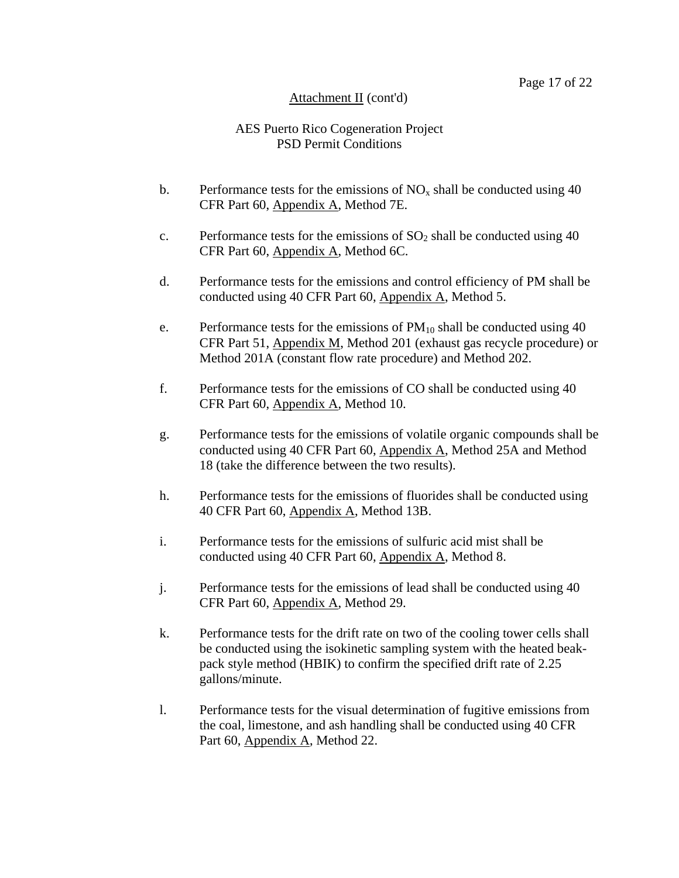Attachment II (cont'd)

AES Puerto Rico Cogeneration Project
PSD Permit Conditions

b. Performance tests for the emissions of $NO_x$ shall be conducted using 40 CFR Part 60, Appendix A, Method 7E.

c. Performance tests for the emissions of $SO_2$ shall be conducted using 40 CFR Part 60, Appendix A, Method 6C.

d. Performance tests for the emissions and control efficiency of PM shall be conducted using 40 CFR Part 60, Appendix A, Method 5.

e. Performance tests for the emissions of $PM_{10}$ shall be conducted using 40 CFR Part 51, Appendix M, Method 201 (exhaust gas recycle procedure) or Method 201A (constant flow rate procedure) and Method 202.

f. Performance tests for the emissions of CO shall be conducted using 40 CFR Part 60, Appendix A, Method 10.

g. Performance tests for the emissions of volatile organic compounds shall be conducted using 40 CFR Part 60, Appendix A, Method 25A and Method 18 (take the difference between the two results).

h. Performance tests for the emissions of fluorides shall be conducted using 40 CFR Part 60, Appendix A, Method 13B.

i. Performance tests for the emissions of sulfuric acid mist shall be conducted using 40 CFR Part 60, Appendix A, Method 8.

j. Performance tests for the emissions of lead shall be conducted using 40 CFR Part 60, Appendix A, Method 29.

k. Performance tests for the drift rate on two of the cooling tower cells shall be conducted using the isokinetic sampling system with the heated beak-pack style method (HBIK) to confirm the specified drift rate of 2.25 gallons/minute.

l. Performance tests for the visual determination of fugitive emissions from the coal, limestone, and ash handling shall be conducted using 40 CFR Part 60, Appendix A, Method 22.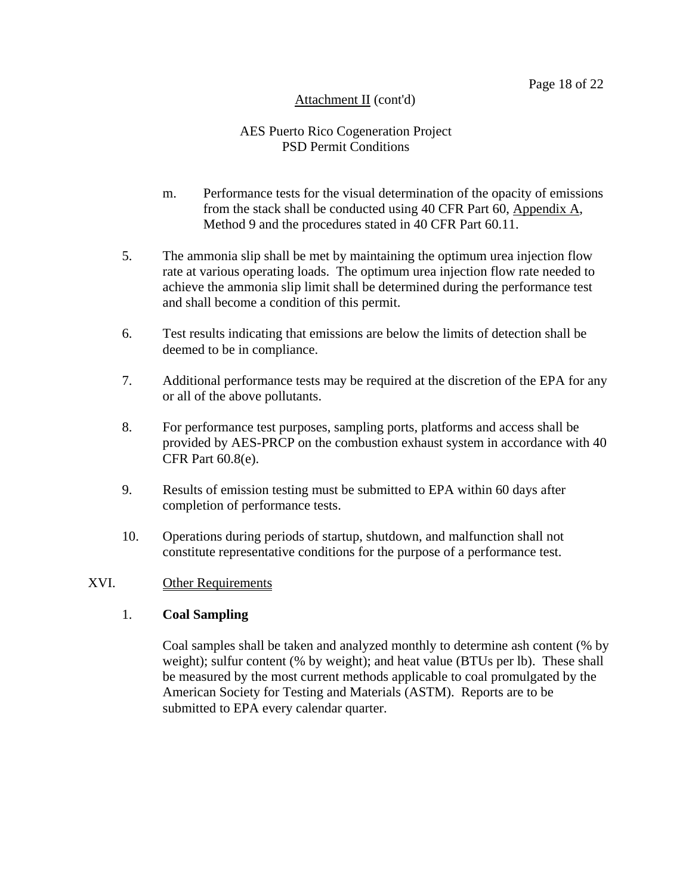Attachment II (cont'd)

AES Puerto Rico Cogeneration Project
PSD Permit Conditions

m. Performance tests for the visual determination of the opacity of emissions from the stack shall be conducted using 40 CFR Part 60, Appendix A, Method 9 and the procedures stated in 40 CFR Part 60.11.

5. The ammonia slip shall be met by maintaining the optimum urea injection flow rate at various operating loads. The optimum urea injection flow rate needed to achieve the ammonia slip limit shall be determined during the performance test and shall become a condition of this permit.

6. Test results indicating that emissions are below the limits of detection shall be deemed to be in compliance.

7. Additional performance tests may be required at the discretion of the EPA for any or all of the above pollutants.

8. For performance test purposes, sampling ports, platforms and access shall be provided by AES-PRCP on the combustion exhaust system in accordance with 40 CFR Part 60.8(e).

9. Results of emission testing must be submitted to EPA within 60 days after completion of performance tests.

10. Operations during periods of startup, shutdown, and malfunction shall not constitute representative conditions for the purpose of a performance test.

XVI. Other Requirements

1. **Coal Sampling**

Coal samples shall be taken and analyzed monthly to determine ash content (% by weight); sulfur content (% by weight); and heat value (BTUs per lb). These shall be measured by the most current methods applicable to coal promulgated by the American Society for Testing and Materials (ASTM). Reports are to be submitted to EPA every calendar quarter.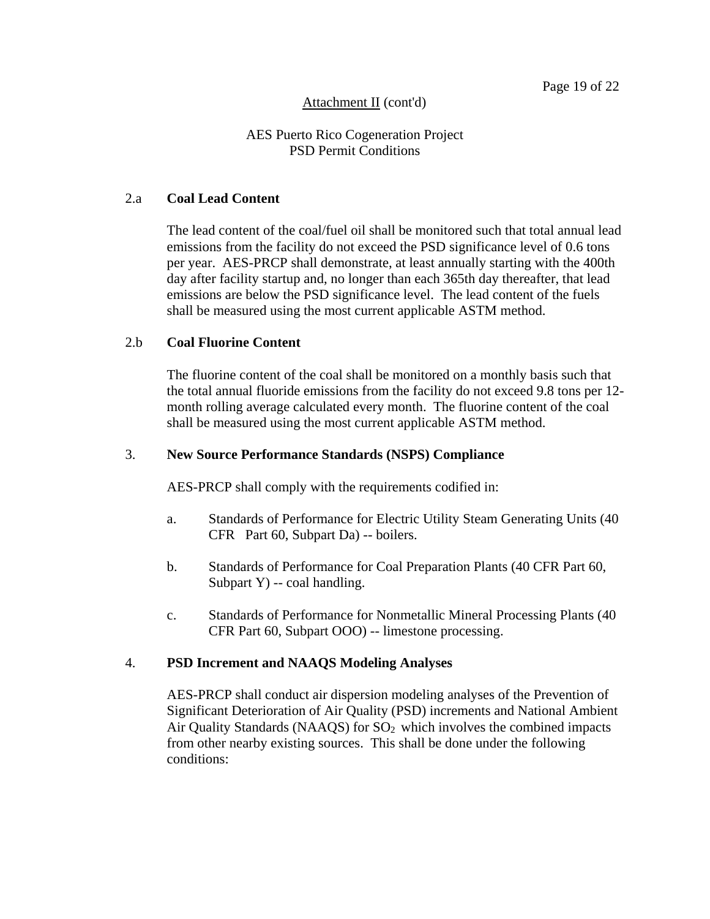Attachment II (cont'd)

AES Puerto Rico Cogeneration Project
PSD Permit Conditions

2.a **Coal Lead Content**

The lead content of the coal/fuel oil shall be monitored such that total annual lead emissions from the facility do not exceed the PSD significance level of 0.6 tons per year. AES-PRCP shall demonstrate, at least annually starting with the 400th day after facility startup and, no longer than each 365th day thereafter, that lead emissions are below the PSD significance level. The lead content of the fuels shall be measured using the most current applicable ASTM method.

2.b **Coal Fluorine Content**

The fluorine content of the coal shall be monitored on a monthly basis such that the total annual fluoride emissions from the facility do not exceed 9.8 tons per 12-month rolling average calculated every month. The fluorine content of the coal shall be measured using the most current applicable ASTM method.

3. **New Source Performance Standards (NSPS) Compliance**

AES-PRCP shall comply with the requirements codified in:

a. Standards of Performance for Electric Utility Steam Generating Units (40 CFR Part 60, Subpart Da) -- boilers.

b. Standards of Performance for Coal Preparation Plants (40 CFR Part 60, Subpart Y) -- coal handling.

c. Standards of Performance for Nonmetallic Mineral Processing Plants (40 CFR Part 60, Subpart OOO) -- limestone processing.

4. **PSD Increment and NAAQS Modeling Analyses**

AES-PRCP shall conduct air dispersion modeling analyses of the Prevention of Significant Deterioration of Air Quality (PSD) increments and National Ambient Air Quality Standards (NAAQS) for $SO_2$ which involves the combined impacts from other nearby existing sources. This shall be done under the following conditions: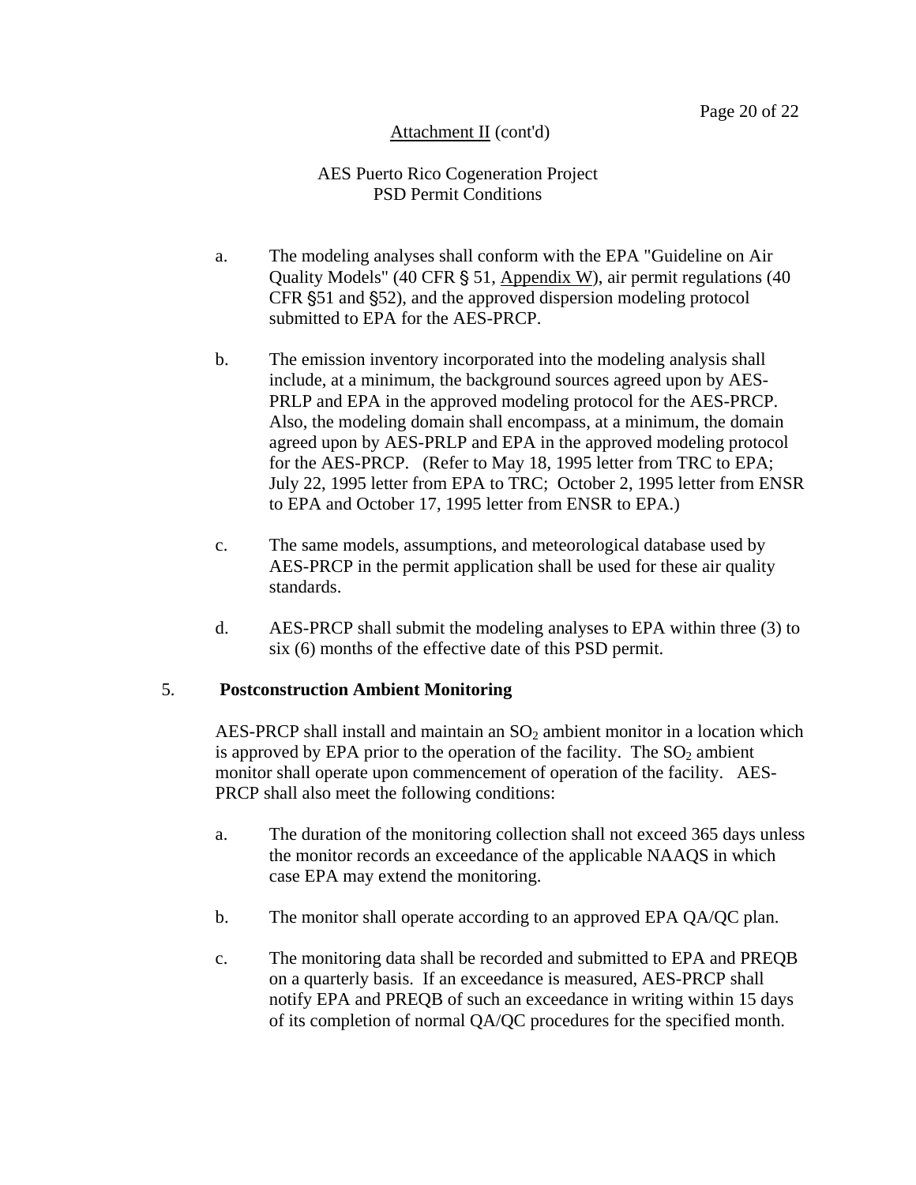Attachment II (cont'd)

AES Puerto Rico Cogeneration Project
PSD Permit Conditions

a. The modeling analyses shall conform with the EPA "Guideline on Air Quality Models" (40 CFR § 51, Appendix W), air permit regulations (40 CFR §51 and §52), and the approved dispersion modeling protocol submitted to EPA for the AES-PRCP.

b. The emission inventory incorporated into the modeling analysis shall include, at a minimum, the background sources agreed upon by AES-PRLP and EPA in the approved modeling protocol for the AES-PRCP. Also, the modeling domain shall encompass, at a minimum, the domain agreed upon by AES-PRLP and EPA in the approved modeling protocol for the AES-PRCP. (Refer to May 18, 1995 letter from TRC to EPA; July 22, 1995 letter from EPA to TRC; October 2, 1995 letter from ENSR to EPA and October 17, 1995 letter from ENSR to EPA.)

c. The same models, assumptions, and meteorological database used by AES-PRCP in the permit application shall be used for these air quality standards.

d. AES-PRCP shall submit the modeling analyses to EPA within three (3) to six (6) months of the effective date of this PSD permit.

5. **Postconstruction Ambient Monitoring**

AES-PRCP shall install and maintain an $SO_2$ ambient monitor in a location which is approved by EPA prior to the operation of the facility. The $SO_2$ ambient monitor shall operate upon commencement of operation of the facility. AES-PRCP shall also meet the following conditions:

a. The duration of the monitoring collection shall not exceed 365 days unless the monitor records an exceedance of the applicable NAAQS in which case EPA may extend the monitoring.

b. The monitor shall operate according to an approved EPA QA/QC plan.

c. The monitoring data shall be recorded and submitted to EPA and PREQB on a quarterly basis. If an exceedance is measured, AES-PRCP shall notify EPA and PREQB of such an exceedance in writing within 15 days of its completion of normal QA/QC procedures for the specified month.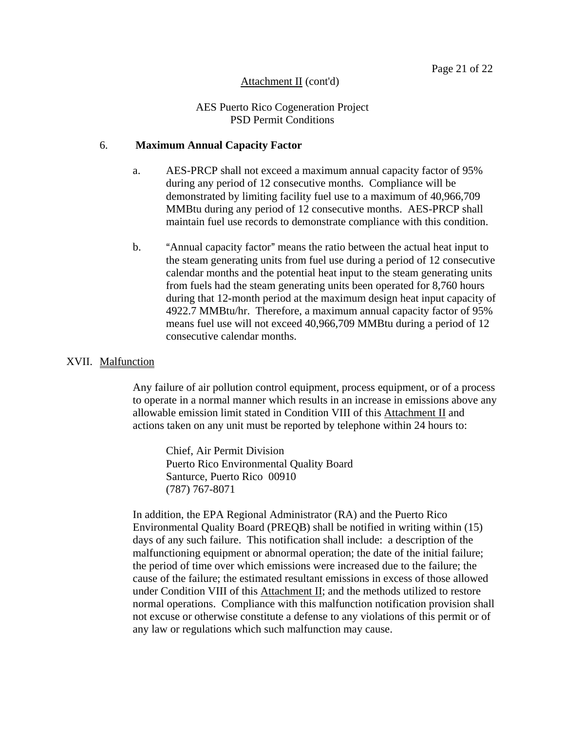Attachment II (cont'd)

AES Puerto Rico Cogeneration Project
PSD Permit Conditions

6. **Maximum Annual Capacity Factor**

   a. AES-PRCP shall not exceed a maximum annual capacity factor of 95% during any period of 12 consecutive months. Compliance will be demonstrated by limiting facility fuel use to a maximum of 40,966,709 MMBtu during any period of 12 consecutive months. AES-PRCP shall maintain fuel use records to demonstrate compliance with this condition.

   b. "Annual capacity factor" means the ratio between the actual heat input to the steam generating units from fuel use during a period of 12 consecutive calendar months and the potential heat input to the steam generating units from fuels had the steam generating units been operated for 8,760 hours during that 12-month period at the maximum design heat input capacity of 4922.7 MMBtu/hr. Therefore, a maximum annual capacity factor of 95% means fuel use will not exceed 40,966,709 MMBtu during a period of 12 consecutive calendar months.

XVII. Malfunction

Any failure of air pollution control equipment, process equipment, or of a process to operate in a normal manner which results in an increase in emissions above any allowable emission limit stated in Condition VIII of this Attachment II and actions taken on any unit must be reported by telephone within 24 hours to:

> Chief, Air Permit Division
> Puerto Rico Environmental Quality Board
> Santurce, Puerto Rico 00910
> (787) 767-8071

In addition, the EPA Regional Administrator (RA) and the Puerto Rico Environmental Quality Board (PREQB) shall be notified in writing within (15) days of any such failure. This notification shall include: a description of the malfunctioning equipment or abnormal operation; the date of the initial failure; the period of time over which emissions were increased due to the failure; the cause of the failure; the estimated resultant emissions in excess of those allowed under Condition VIII of this Attachment II; and the methods utilized to restore normal operations. Compliance with this malfunction notification provision shall not excuse or otherwise constitute a defense to any violations of this permit or of any law or regulations which such malfunction may cause.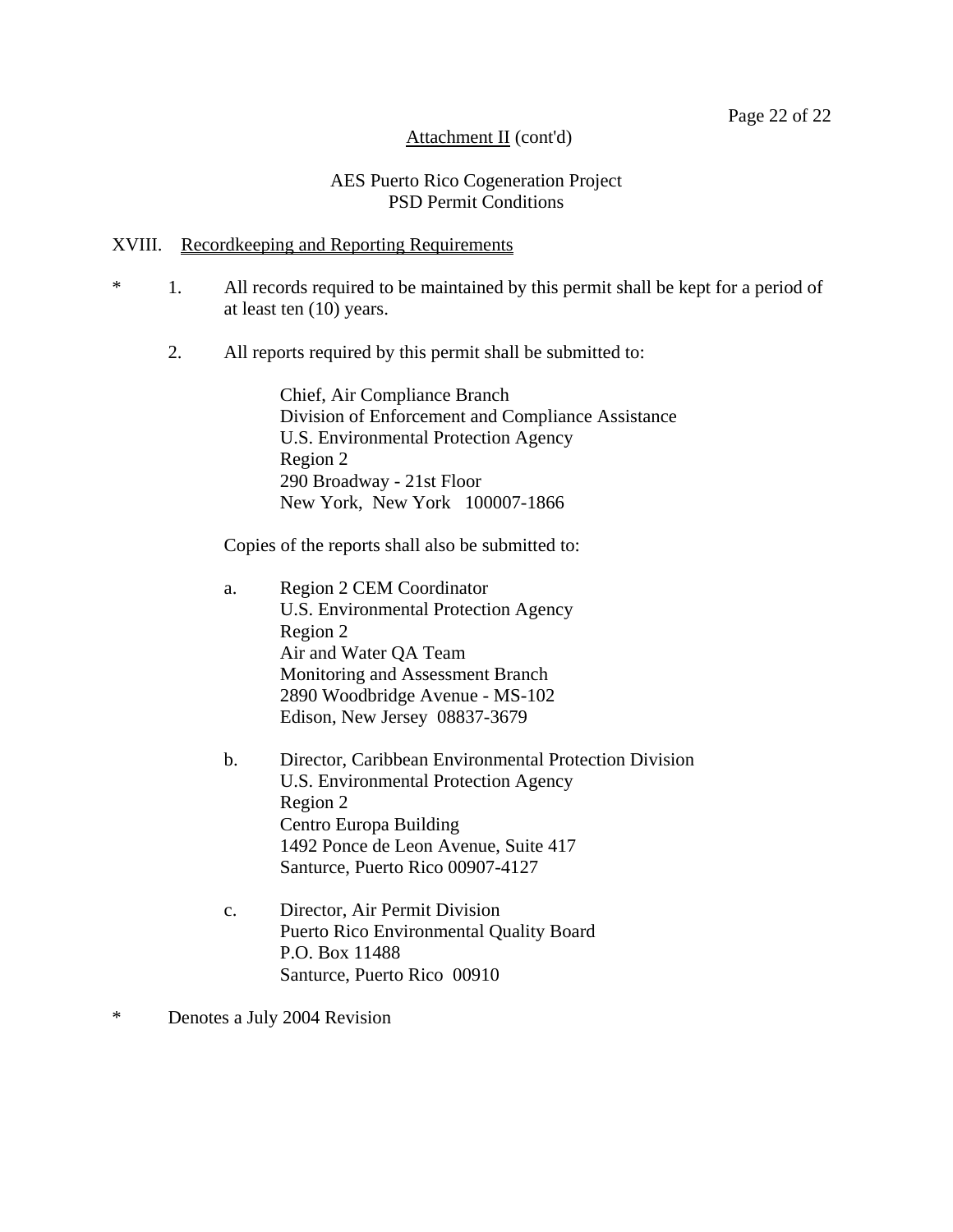Attachment II (cont'd)

AES Puerto Rico Cogeneration Project
PSD Permit Conditions

## XVIII. Recordkeeping and Reporting Requirements

\* 1. All records required to be maintained by this permit shall be kept for a period of at least ten (10) years.

2. All reports required by this permit shall be submitted to:

   Chief, Air Compliance Branch
   Division of Enforcement and Compliance Assistance
   U.S. Environmental Protection Agency
   Region 2
   290 Broadway - 21st Floor
   New York, New York 100007-1866

   Copies of the reports shall also be submitted to:

   a. Region 2 CEM Coordinator
      U.S. Environmental Protection Agency
      Region 2
      Air and Water QA Team
      Monitoring and Assessment Branch
      2890 Woodbridge Avenue - MS-102
      Edison, New Jersey 08837-3679

   b. Director, Caribbean Environmental Protection Division
      U.S. Environmental Protection Agency
      Region 2
      Centro Europa Building
      1492 Ponce de Leon Avenue, Suite 417
      Santurce, Puerto Rico 00907-4127

   c. Director, Air Permit Division
      Puerto Rico Environmental Quality Board
      P.O. Box 11488
      Santurce, Puerto Rico 00910

\* Denotes a July 2004 Revision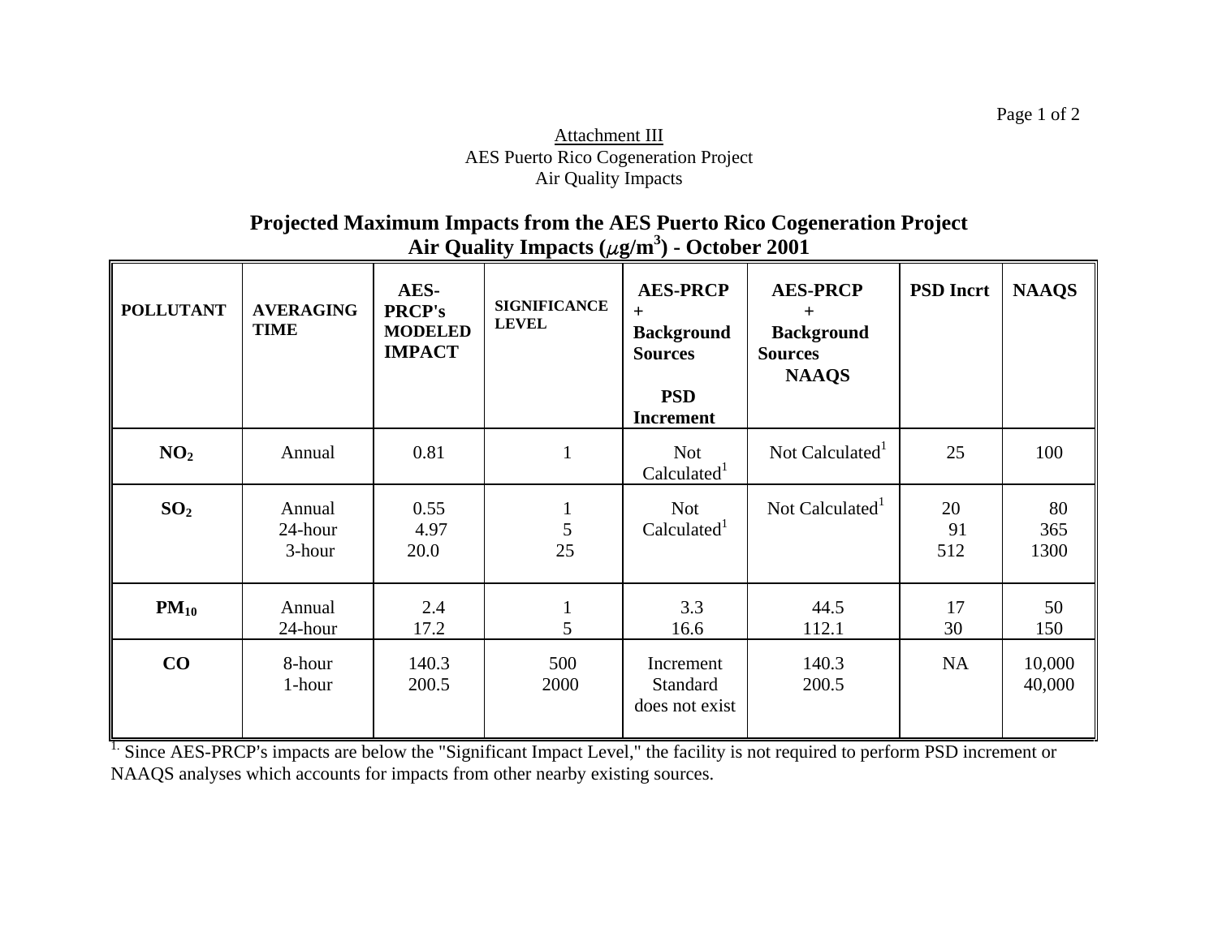Attachment III
AES Puerto Rico Cogeneration Project
Air Quality Impacts

## Projected Maximum Impacts from the AES Puerto Rico Cogeneration Project Air Quality Impacts ($\mu g/m^3$) - October 2001

| POLLUTANT | AVERAGING TIME | AES-PRCP's MODELED IMPACT | SIGNIFICANCE LEVEL | AES-PRCP + Background Sources PSD Increment | AES-PRCP + Background Sources NAAQS | PSD Incrt | NAAQS |
|---|---|---|---|---|---|---|---|
| $NO_2$ | Annual | 0.81 | 1 | Not Calculated[1] | Not Calculated[1] | 25 | 100 |
| $SO_2$ | Annual<br>24-hour<br>3-hour | 0.55<br>4.97<br>20.0 | 1<br>5<br>25 | Not Calculated[1] | Not Calculated[1] | 20<br>91<br>512 | 80<br>365<br>1300 |
| $PM_{10}$ | Annual<br>24-hour | 2.4<br>17.2 | 1<br>5 | 3.3<br>16.6 | 44.5<br>112.1 | 17<br>30 | 50<br>150 |
| CO | 8-hour<br>1-hour | 140.3<br>200.5 | 500<br>2000 | Increment Standard does not exist | 140.3<br>200.5 | NA | 10,000<br>40,000 |

[1] Since AES-PRCP's impacts are below the "Significant Impact Level," the facility is not required to perform PSD increment or NAAQS analyses which accounts for impacts from other nearby existing sources.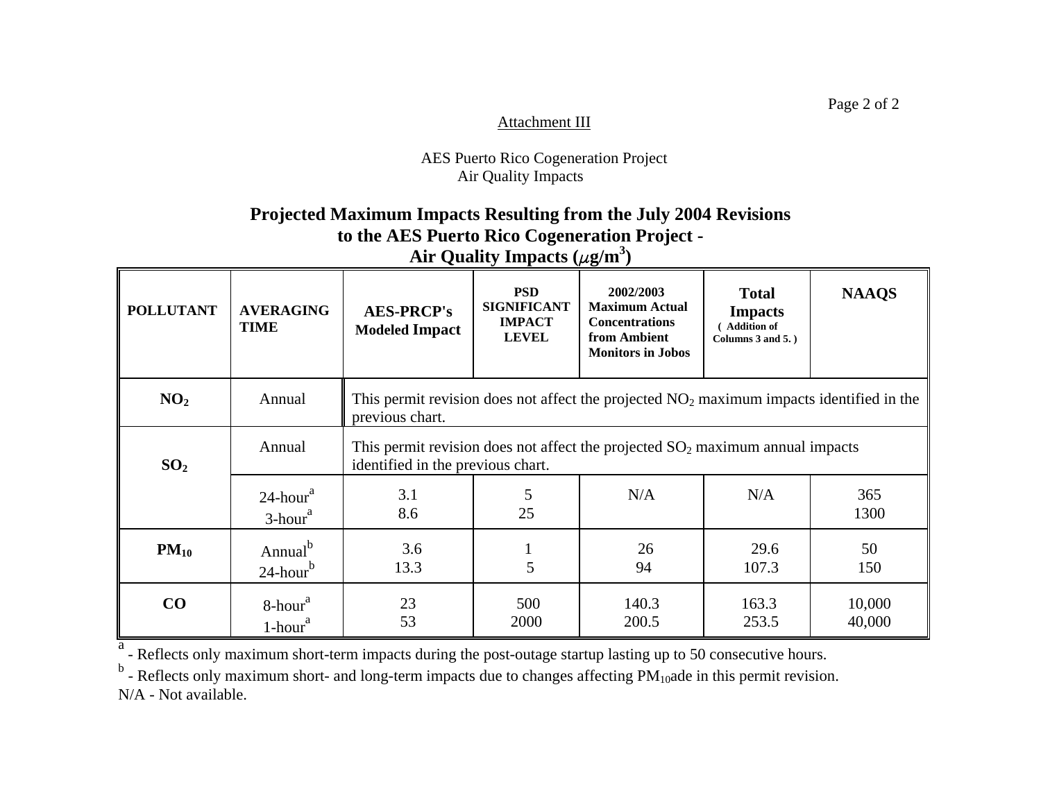Attachment III

AES Puerto Rico Cogeneration Project
Air Quality Impacts

## Projected Maximum Impacts Resulting from the July 2004 Revisions to the AES Puerto Rico Cogeneration Project - Air Quality Impacts ($\mu g/m^3$)

| POLLUTANT | AVERAGING TIME | AES-PRCP's Modeled Impact | PSD SIGNIFICANT IMPACT LEVEL | 2002/2003 Maximum Actual Concentrations from Ambient Monitors in Jobos | Total Impacts ( Addition of Columns 3 and 5. ) | NAAQS |
|---|---|---|---|---|---|---|
| $NO_2$ | Annual | This permit revision does not affect the projected $NO_2$ maximum impacts identified in the previous chart. | | | | |
| $SO_2$ | Annual | This permit revision does not affect the projected $SO_2$ maximum annual impacts identified in the previous chart. | | | | |
| | 24-hour[a]<br>3-hour[a] | 3.1<br>8.6 | 5<br>25 | N/A | N/A | 365<br>1300 |
| $PM_{10}$ | Annual[b]<br>24-hour[b] | 3.6<br>13.3 | 1<br>5 | 26<br>94 | 29.6<br>107.3 | 50<br>150 |
| CO | 8-hour[a]<br>1-hour[a] | 23<br>53 | 500<br>2000 | 140.3<br>200.5 | 163.3<br>253.5 | 10,000<br>40,000 |

[a] - Reflects only maximum short-term impacts during the post-outage startup lasting up to 50 consecutive hours.

[b] - Reflects only maximum short- and long-term impacts due to changes affecting $PM_{10}$ade in this permit revision.

N/A - Not available.